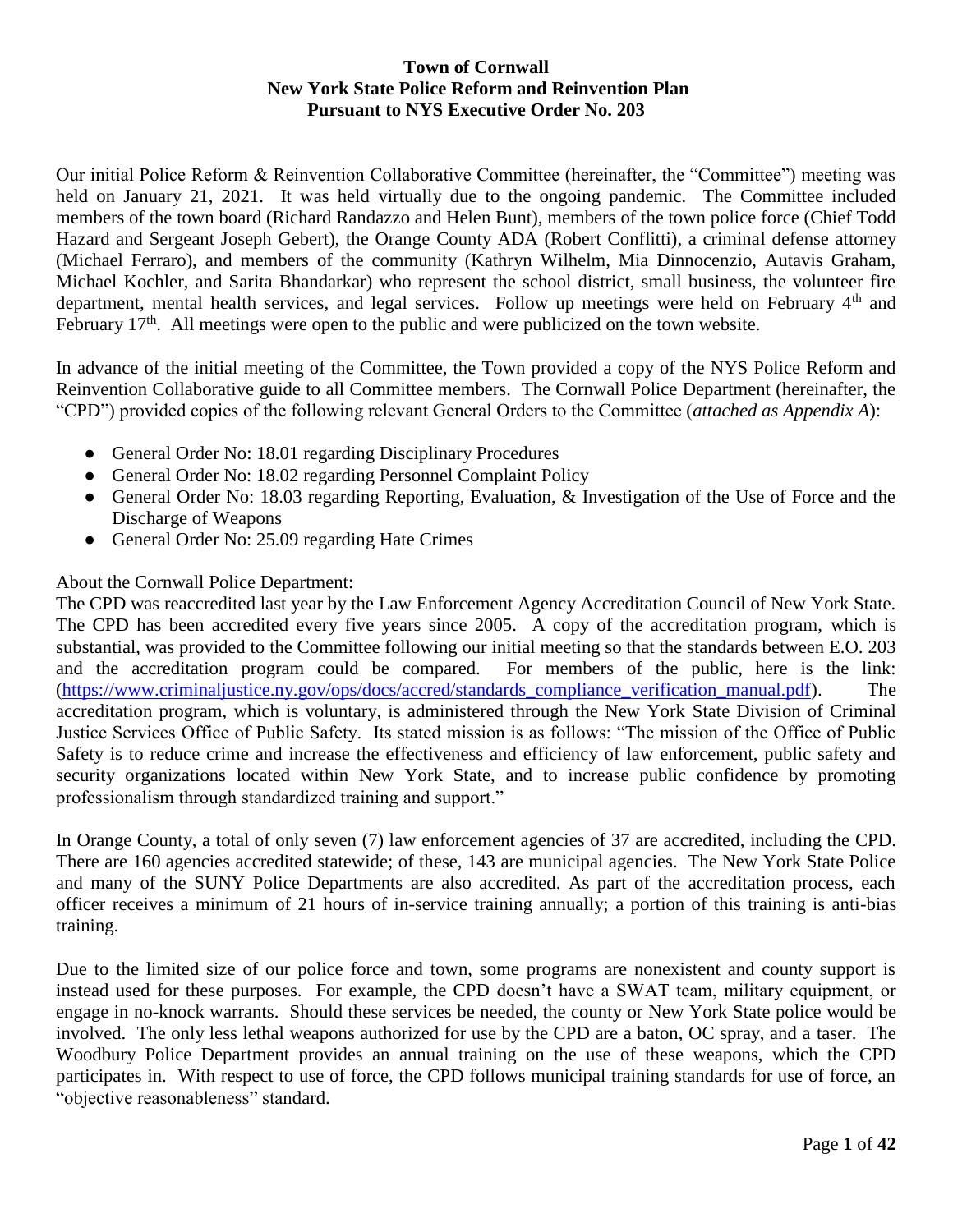# Town of Cornwall
# New York State Police Reform and Reinvention Plan
# Pursuant to NYS Executive Order No. 203

Our initial Police Reform & Reinvention Collaborative Committee (hereinafter, the "Committee") meeting was held on January 21, 2021. It was held virtually due to the ongoing pandemic. The Committee included members of the town board (Richard Randazzo and Helen Bunt), members of the town police force (Chief Todd Hazard and Sergeant Joseph Gebert), the Orange County ADA (Robert Conflitti), a criminal defense attorney (Michael Ferraro), and members of the community (Kathryn Wilhelm, Mia Dinnocenzio, Autavis Graham, Michael Kochler, and Sarita Bhandarkar) who represent the school district, small business, the volunteer fire department, mental health services, and legal services. Follow up meetings were held on February 4th and February 17th. All meetings were open to the public and were publicized on the town website.

In advance of the initial meeting of the Committee, the Town provided a copy of the NYS Police Reform and Reinvention Collaborative guide to all Committee members. The Cornwall Police Department (hereinafter, the "CPD") provided copies of the following relevant General Orders to the Committee (*attached as Appendix A*):

- General Order No: 18.01 regarding Disciplinary Procedures
- General Order No: 18.02 regarding Personnel Complaint Policy
- General Order No: 18.03 regarding Reporting, Evaluation, & Investigation of the Use of Force and the Discharge of Weapons
- General Order No: 25.09 regarding Hate Crimes

<u>About the Cornwall Police Department</u>:

The CPD was reaccredited last year by the Law Enforcement Agency Accreditation Council of New York State. The CPD has been accredited every five years since 2005. A copy of the accreditation program, which is substantial, was provided to the Committee following our initial meeting so that the standards between E.O. 203 and the accreditation program could be compared. For members of the public, here is the link: (https://www.criminaljustice.ny.gov/ops/docs/accred/standards_compliance_verification_manual.pdf). The accreditation program, which is voluntary, is administered through the New York State Division of Criminal Justice Services Office of Public Safety. Its stated mission is as follows: "The mission of the Office of Public Safety is to reduce crime and increase the effectiveness and efficiency of law enforcement, public safety and security organizations located within New York State, and to increase public confidence by promoting professionalism through standardized training and support."

In Orange County, a total of only seven (7) law enforcement agencies of 37 are accredited, including the CPD. There are 160 agencies accredited statewide; of these, 143 are municipal agencies. The New York State Police and many of the SUNY Police Departments are also accredited. As part of the accreditation process, each officer receives a minimum of 21 hours of in-service training annually; a portion of this training is anti-bias training.

Due to the limited size of our police force and town, some programs are nonexistent and county support is instead used for these purposes. For example, the CPD doesn't have a SWAT team, military equipment, or engage in no-knock warrants. Should these services be needed, the county or New York State police would be involved. The only less lethal weapons authorized for use by the CPD are a baton, OC spray, and a taser. The Woodbury Police Department provides an annual training on the use of these weapons, which the CPD participates in. With respect to use of force, the CPD follows municipal training standards for use of force, an "objective reasonableness" standard.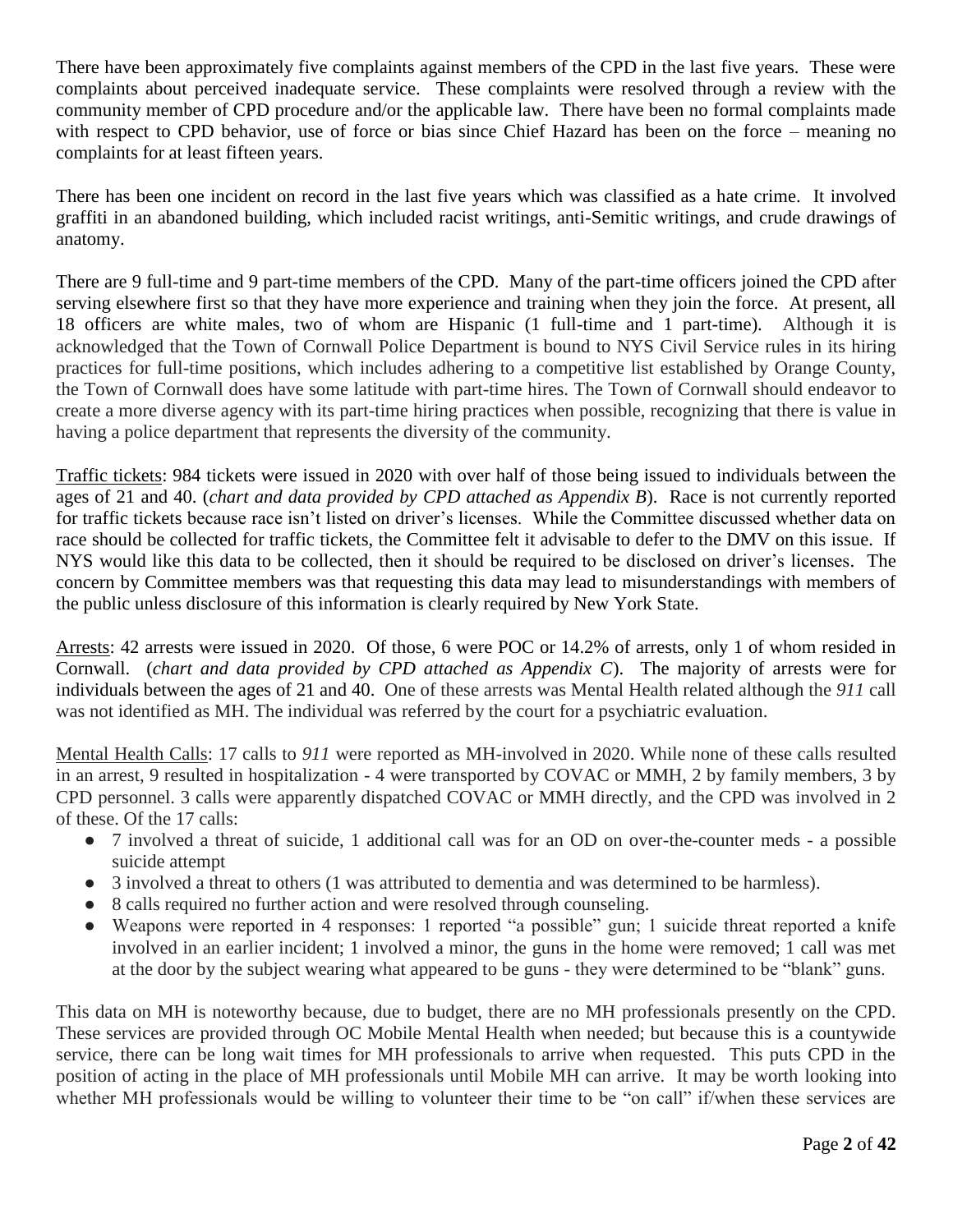There have been approximately five complaints against members of the CPD in the last five years. These were complaints about perceived inadequate service. These complaints were resolved through a review with the community member of CPD procedure and/or the applicable law. There have been no formal complaints made with respect to CPD behavior, use of force or bias since Chief Hazard has been on the force – meaning no complaints for at least fifteen years.

There has been one incident on record in the last five years which was classified as a hate crime. It involved graffiti in an abandoned building, which included racist writings, anti-Semitic writings, and crude drawings of anatomy.

There are 9 full-time and 9 part-time members of the CPD. Many of the part-time officers joined the CPD after serving elsewhere first so that they have more experience and training when they join the force. At present, all 18 officers are white males, two of whom are Hispanic (1 full-time and 1 part-time). Although it is acknowledged that the Town of Cornwall Police Department is bound to NYS Civil Service rules in its hiring practices for full-time positions, which includes adhering to a competitive list established by Orange County, the Town of Cornwall does have some latitude with part-time hires. The Town of Cornwall should endeavor to create a more diverse agency with its part-time hiring practices when possible, recognizing that there is value in having a police department that represents the diversity of the community.

Traffic tickets: 984 tickets were issued in 2020 with over half of those being issued to individuals between the ages of 21 and 40. (*chart and data provided by CPD attached as Appendix B*). Race is not currently reported for traffic tickets because race isn't listed on driver's licenses. While the Committee discussed whether data on race should be collected for traffic tickets, the Committee felt it advisable to defer to the DMV on this issue. If NYS would like this data to be collected, then it should be required to be disclosed on driver's licenses. The concern by Committee members was that requesting this data may lead to misunderstandings with members of the public unless disclosure of this information is clearly required by New York State.

Arrests: 42 arrests were issued in 2020. Of those, 6 were POC or 14.2% of arrests, only 1 of whom resided in Cornwall. (*chart and data provided by CPD attached as Appendix C*). The majority of arrests were for individuals between the ages of 21 and 40. One of these arrests was Mental Health related although the *911* call was not identified as MH. The individual was referred by the court for a psychiatric evaluation.

Mental Health Calls: 17 calls to *911* were reported as MH-involved in 2020. While none of these calls resulted in an arrest, 9 resulted in hospitalization - 4 were transported by COVAC or MMH, 2 by family members, 3 by CPD personnel. 3 calls were apparently dispatched COVAC or MMH directly, and the CPD was involved in 2 of these. Of the 17 calls:

- 7 involved a threat of suicide, 1 additional call was for an OD on over-the-counter meds - a possible suicide attempt
- 3 involved a threat to others (1 was attributed to dementia and was determined to be harmless).
- 8 calls required no further action and were resolved through counseling.
- Weapons were reported in 4 responses: 1 reported "a possible" gun; 1 suicide threat reported a knife involved in an earlier incident; 1 involved a minor, the guns in the home were removed; 1 call was met at the door by the subject wearing what appeared to be guns - they were determined to be "blank" guns.

This data on MH is noteworthy because, due to budget, there are no MH professionals presently on the CPD. These services are provided through OC Mobile Mental Health when needed; but because this is a countywide service, there can be long wait times for MH professionals to arrive when requested. This puts CPD in the position of acting in the place of MH professionals until Mobile MH can arrive. It may be worth looking into whether MH professionals would be willing to volunteer their time to be "on call" if/when these services are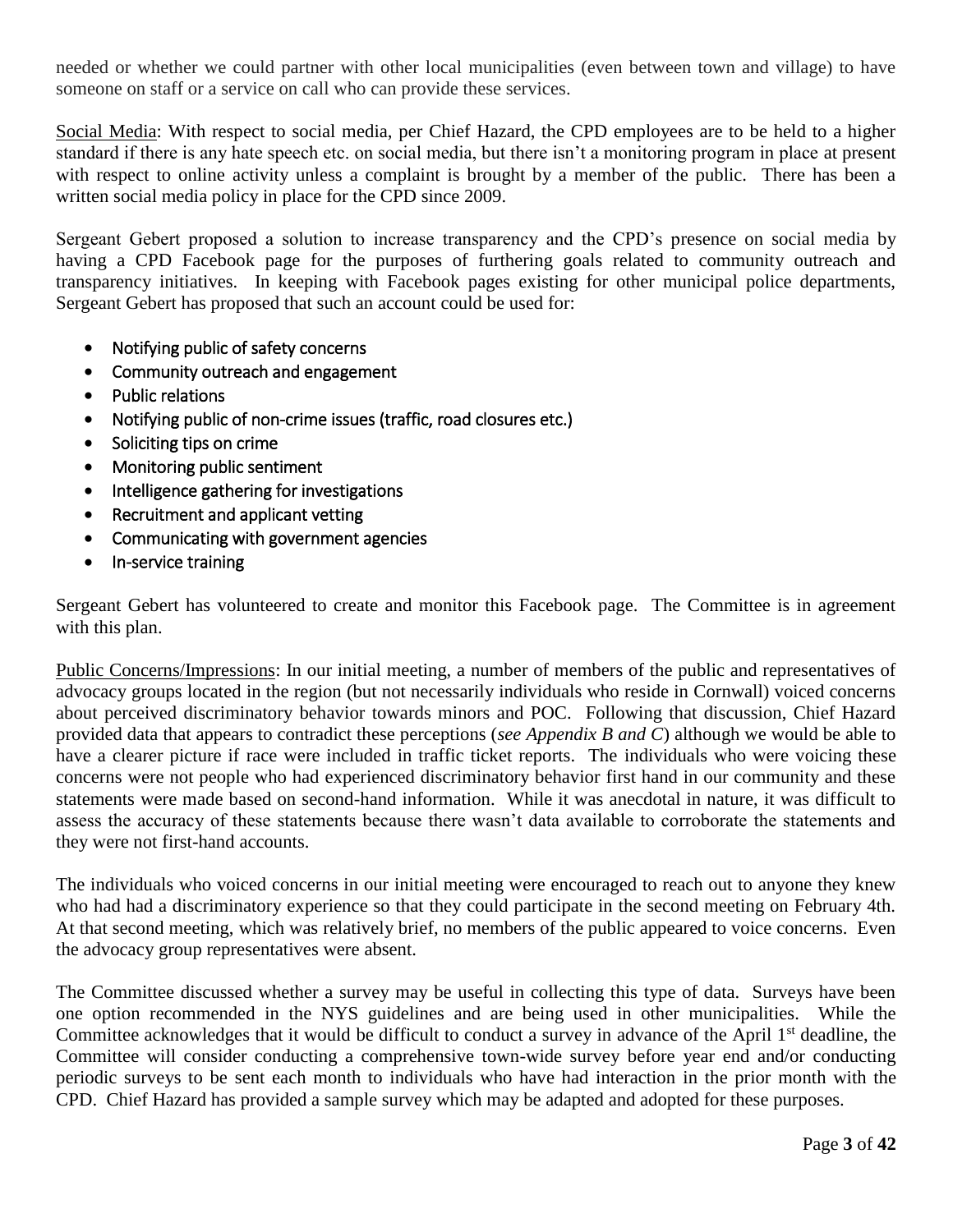needed or whether we could partner with other local municipalities (even between town and village) to have someone on staff or a service on call who can provide these services.

Social Media: With respect to social media, per Chief Hazard, the CPD employees are to be held to a higher standard if there is any hate speech etc. on social media, but there isn't a monitoring program in place at present with respect to online activity unless a complaint is brought by a member of the public. There has been a written social media policy in place for the CPD since 2009.

Sergeant Gebert proposed a solution to increase transparency and the CPD's presence on social media by having a CPD Facebook page for the purposes of furthering goals related to community outreach and transparency initiatives. In keeping with Facebook pages existing for other municipal police departments, Sergeant Gebert has proposed that such an account could be used for:

- Notifying public of safety concerns
- Community outreach and engagement
- Public relations
- Notifying public of non-crime issues (traffic, road closures etc.)
- Soliciting tips on crime
- Monitoring public sentiment
- Intelligence gathering for investigations
- Recruitment and applicant vetting
- Communicating with government agencies
- In-service training

Sergeant Gebert has volunteered to create and monitor this Facebook page. The Committee is in agreement with this plan.

Public Concerns/Impressions: In our initial meeting, a number of members of the public and representatives of advocacy groups located in the region (but not necessarily individuals who reside in Cornwall) voiced concerns about perceived discriminatory behavior towards minors and POC. Following that discussion, Chief Hazard provided data that appears to contradict these perceptions (*see Appendix B and C*) although we would be able to have a clearer picture if race were included in traffic ticket reports. The individuals who were voicing these concerns were not people who had experienced discriminatory behavior first hand in our community and these statements were made based on second-hand information. While it was anecdotal in nature, it was difficult to assess the accuracy of these statements because there wasn't data available to corroborate the statements and they were not first-hand accounts.

The individuals who voiced concerns in our initial meeting were encouraged to reach out to anyone they knew who had had a discriminatory experience so that they could participate in the second meeting on February 4th. At that second meeting, which was relatively brief, no members of the public appeared to voice concerns. Even the advocacy group representatives were absent.

The Committee discussed whether a survey may be useful in collecting this type of data. Surveys have been one option recommended in the NYS guidelines and are being used in other municipalities. While the Committee acknowledges that it would be difficult to conduct a survey in advance of the April 1st deadline, the Committee will consider conducting a comprehensive town-wide survey before year end and/or conducting periodic surveys to be sent each month to individuals who have had interaction in the prior month with the CPD. Chief Hazard has provided a sample survey which may be adapted and adopted for these purposes.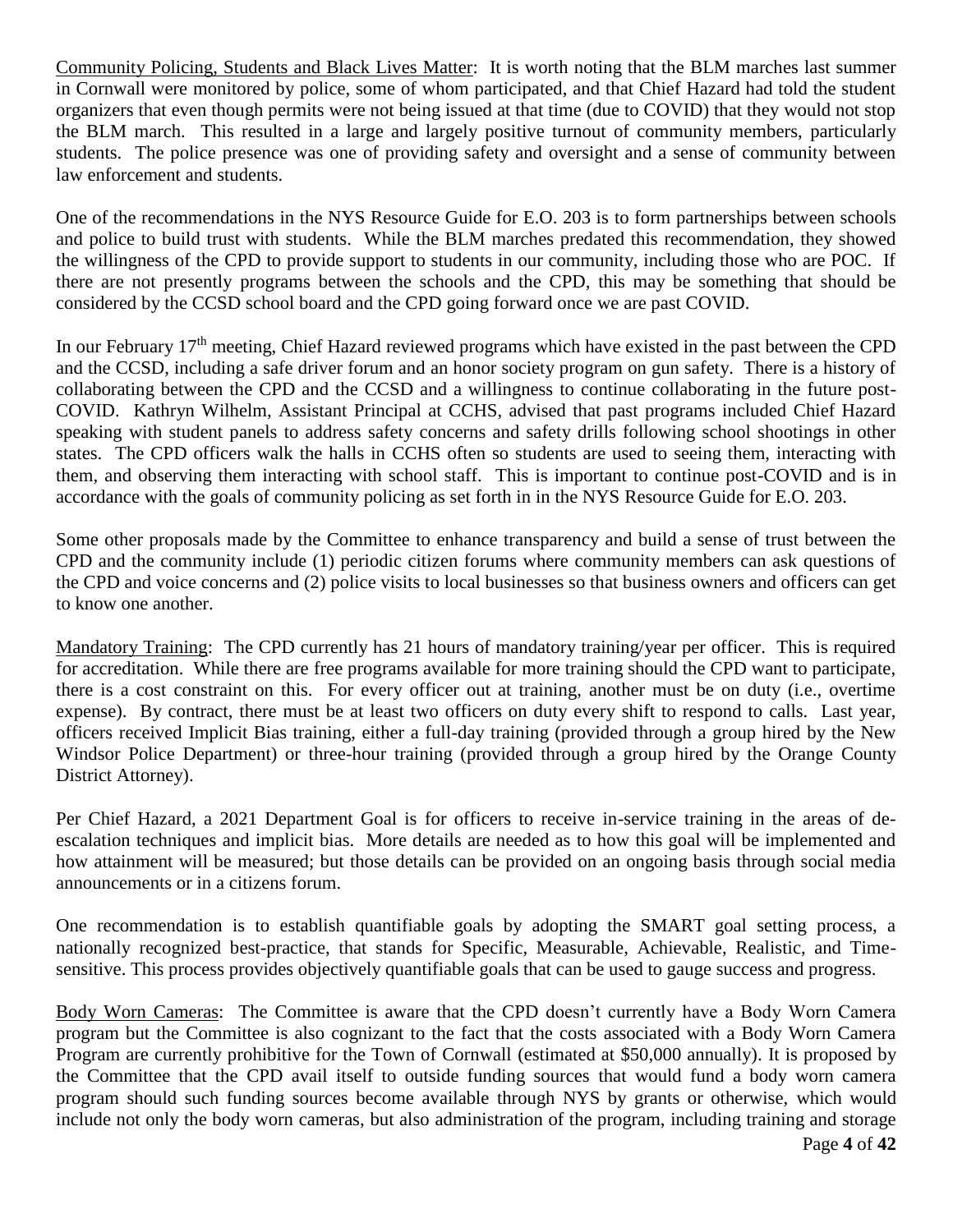Community Policing, Students and Black Lives Matter: It is worth noting that the BLM marches last summer in Cornwall were monitored by police, some of whom participated, and that Chief Hazard had told the student organizers that even though permits were not being issued at that time (due to COVID) that they would not stop the BLM march. This resulted in a large and largely positive turnout of community members, particularly students. The police presence was one of providing safety and oversight and a sense of community between law enforcement and students.

One of the recommendations in the NYS Resource Guide for E.O. 203 is to form partnerships between schools and police to build trust with students. While the BLM marches predated this recommendation, they showed the willingness of the CPD to provide support to students in our community, including those who are POC. If there are not presently programs between the schools and the CPD, this may be something that should be considered by the CCSD school board and the CPD going forward once we are past COVID.

In our February 17th meeting, Chief Hazard reviewed programs which have existed in the past between the CPD and the CCSD, including a safe driver forum and an honor society program on gun safety. There is a history of collaborating between the CPD and the CCSD and a willingness to continue collaborating in the future post-COVID. Kathryn Wilhelm, Assistant Principal at CCHS, advised that past programs included Chief Hazard speaking with student panels to address safety concerns and safety drills following school shootings in other states. The CPD officers walk the halls in CCHS often so students are used to seeing them, interacting with them, and observing them interacting with school staff. This is important to continue post-COVID and is in accordance with the goals of community policing as set forth in in the NYS Resource Guide for E.O. 203.

Some other proposals made by the Committee to enhance transparency and build a sense of trust between the CPD and the community include (1) periodic citizen forums where community members can ask questions of the CPD and voice concerns and (2) police visits to local businesses so that business owners and officers can get to know one another.

Mandatory Training: The CPD currently has 21 hours of mandatory training/year per officer. This is required for accreditation. While there are free programs available for more training should the CPD want to participate, there is a cost constraint on this. For every officer out at training, another must be on duty (i.e., overtime expense). By contract, there must be at least two officers on duty every shift to respond to calls. Last year, officers received Implicit Bias training, either a full-day training (provided through a group hired by the New Windsor Police Department) or three-hour training (provided through a group hired by the Orange County District Attorney).

Per Chief Hazard, a 2021 Department Goal is for officers to receive in-service training in the areas of de-escalation techniques and implicit bias. More details are needed as to how this goal will be implemented and how attainment will be measured; but those details can be provided on an ongoing basis through social media announcements or in a citizens forum.

One recommendation is to establish quantifiable goals by adopting the SMART goal setting process, a nationally recognized best-practice, that stands for Specific, Measurable, Achievable, Realistic, and Time-sensitive. This process provides objectively quantifiable goals that can be used to gauge success and progress.

Body Worn Cameras: The Committee is aware that the CPD doesn't currently have a Body Worn Camera program but the Committee is also cognizant to the fact that the costs associated with a Body Worn Camera Program are currently prohibitive for the Town of Cornwall (estimated at $50,000 annually). It is proposed by the Committee that the CPD avail itself to outside funding sources that would fund a body worn camera program should such funding sources become available through NYS by grants or otherwise, which would include not only the body worn cameras, but also administration of the program, including training and storage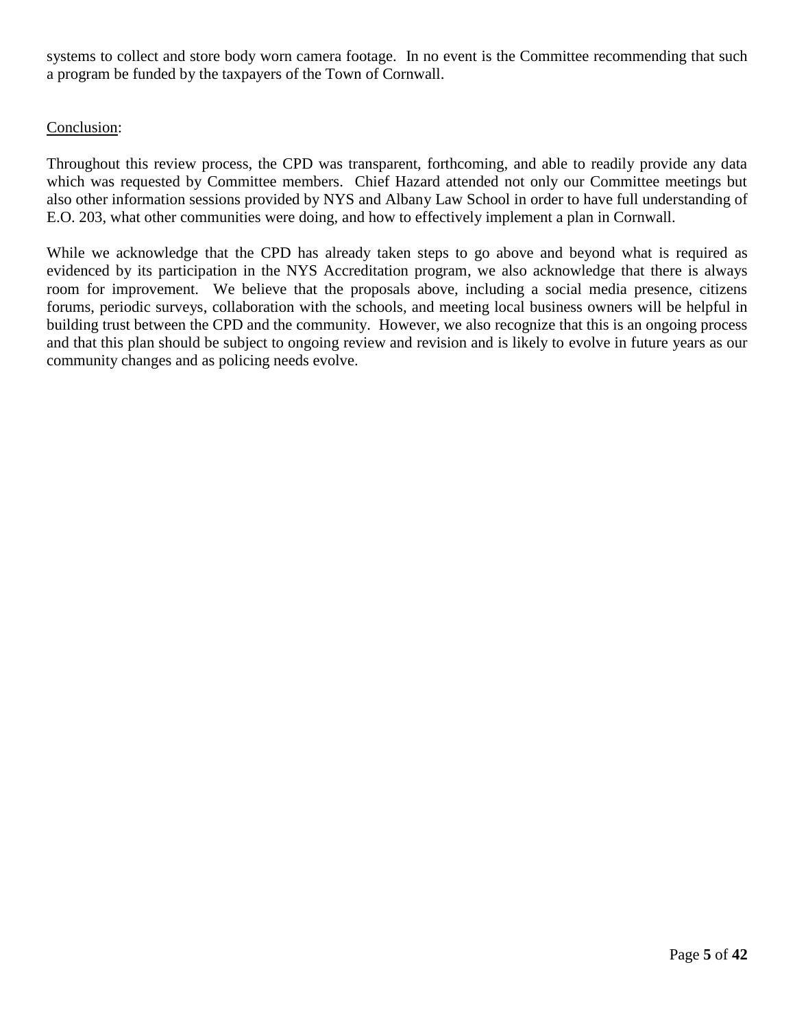systems to collect and store body worn camera footage. In no event is the Committee recommending that such a program be funded by the taxpayers of the Town of Cornwall.

<u>Conclusion</u>:

Throughout this review process, the CPD was transparent, forthcoming, and able to readily provide any data which was requested by Committee members. Chief Hazard attended not only our Committee meetings but also other information sessions provided by NYS and Albany Law School in order to have full understanding of E.O. 203, what other communities were doing, and how to effectively implement a plan in Cornwall.

While we acknowledge that the CPD has already taken steps to go above and beyond what is required as evidenced by its participation in the NYS Accreditation program, we also acknowledge that there is always room for improvement. We believe that the proposals above, including a social media presence, citizens forums, periodic surveys, collaboration with the schools, and meeting local business owners will be helpful in building trust between the CPD and the community. However, we also recognize that this is an ongoing process and that this plan should be subject to ongoing review and revision and is likely to evolve in future years as our community changes and as policing needs evolve.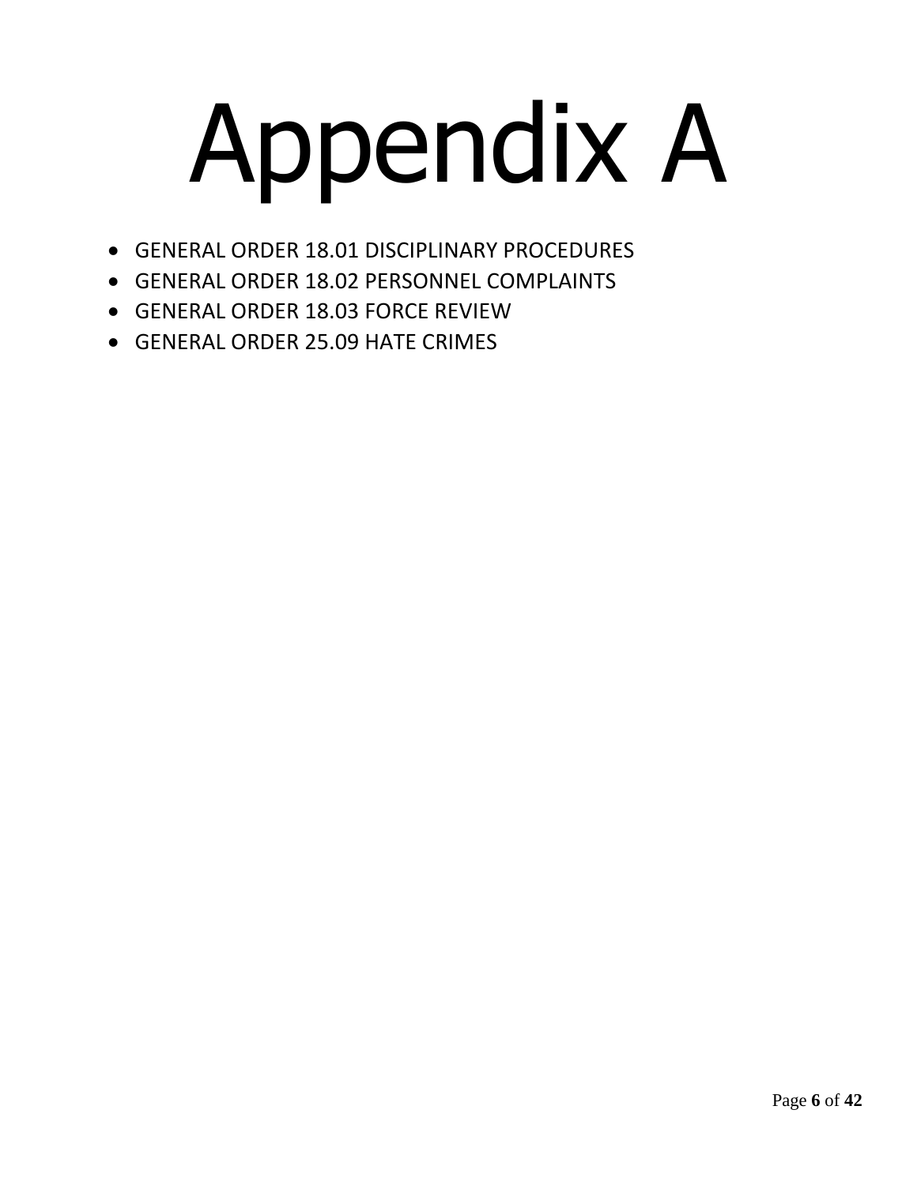# Appendix A

- GENERAL ORDER 18.01 DISCIPLINARY PROCEDURES
- GENERAL ORDER 18.02 PERSONNEL COMPLAINTS
- GENERAL ORDER 18.03 FORCE REVIEW
- GENERAL ORDER 25.09 HATE CRIMES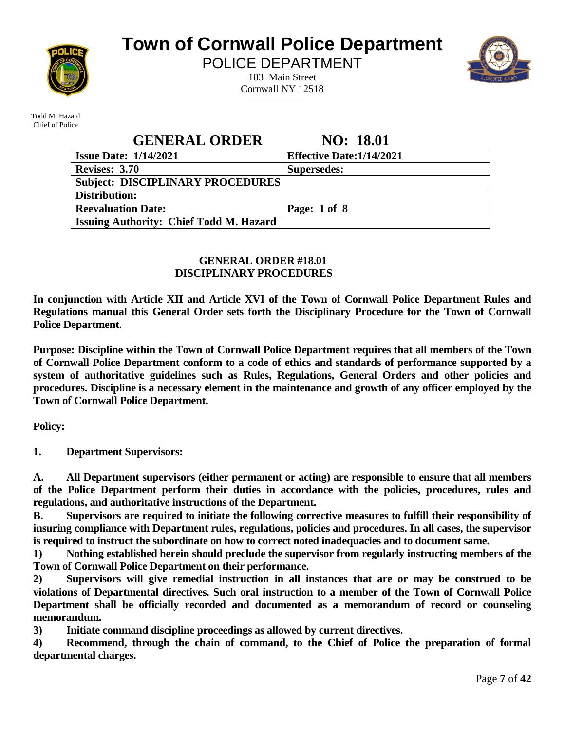# Town of Cornwall Police Department

POLICE DEPARTMENT

183 Main Street
Cornwall NY 12518

Todd M. Hazard
Chief of Police

## GENERAL ORDER NO: 18.01

| Issue Date: 1/14/2021 | Effective Date:1/14/2021 |
|---|---|
| Revises: 3.70 | Supersedes: |
| Subject: DISCIPLINARY PROCEDURES | |
| Distribution: | |
| Reevaluation Date: | Page: 1 of 8 |
| Issuing Authority: Chief Todd M. Hazard | |

**GENERAL ORDER #18.01**
**DISCIPLINARY PROCEDURES**

**In conjunction with Article XII and Article XVI of the Town of Cornwall Police Department Rules and Regulations manual this General Order sets forth the Disciplinary Procedure for the Town of Cornwall Police Department.**

**Purpose: Discipline within the Town of Cornwall Police Department requires that all members of the Town of Cornwall Police Department conform to a code of ethics and standards of performance supported by a system of authoritative guidelines such as Rules, Regulations, General Orders and other policies and procedures. Discipline is a necessary element in the maintenance and growth of any officer employed by the Town of Cornwall Police Department.**

**Policy:**

**1. Department Supervisors:**

**A. All Department supervisors (either permanent or acting) are responsible to ensure that all members of the Police Department perform their duties in accordance with the policies, procedures, rules and regulations, and authoritative instructions of the Department.**

**B. Supervisors are required to initiate the following corrective measures to fulfill their responsibility of insuring compliance with Department rules, regulations, policies and procedures. In all cases, the supervisor is required to instruct the subordinate on how to correct noted inadequacies and to document same.**

**1) Nothing established herein should preclude the supervisor from regularly instructing members of the Town of Cornwall Police Department on their performance.**

**2) Supervisors will give remedial instruction in all instances that are or may be construed to be violations of Departmental directives. Such oral instruction to a member of the Town of Cornwall Police Department shall be officially recorded and documented as a memorandum of record or counseling memorandum.**

**3) Initiate command discipline proceedings as allowed by current directives.**

**4) Recommend, through the chain of command, to the Chief of Police the preparation of formal departmental charges.**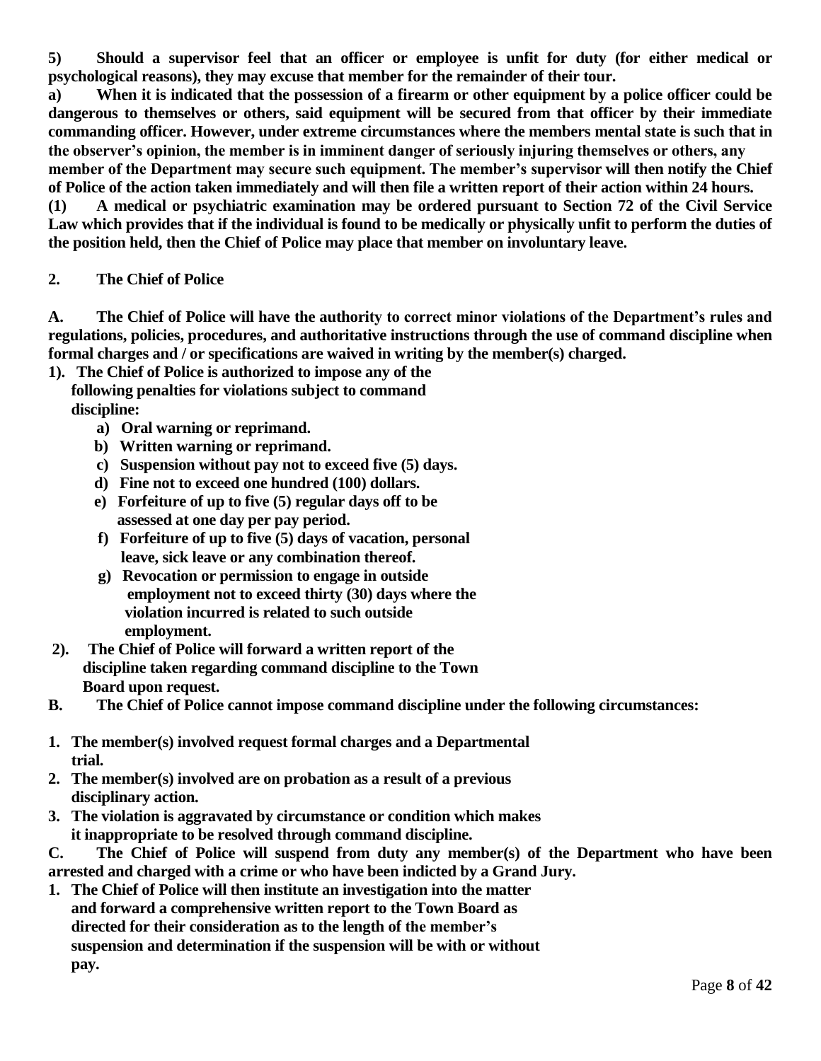**5) Should a supervisor feel that an officer or employee is unfit for duty (for either medical or psychological reasons), they may excuse that member for the remainder of their tour.**

**a) When it is indicated that the possession of a firearm or other equipment by a police officer could be dangerous to themselves or others, said equipment will be secured from that officer by their immediate commanding officer. However, under extreme circumstances where the members mental state is such that in the observer's opinion, the member is in imminent danger of seriously injuring themselves or others, any member of the Department may secure such equipment. The member's supervisor will then notify the Chief of Police of the action taken immediately and will then file a written report of their action within 24 hours.**

**(1) A medical or psychiatric examination may be ordered pursuant to Section 72 of the Civil Service Law which provides that if the individual is found to be medically or physically unfit to perform the duties of the position held, then the Chief of Police may place that member on involuntary leave.**

**2. The Chief of Police**

**A. The Chief of Police will have the authority to correct minor violations of the Department's rules and regulations, policies, procedures, and authoritative instructions through the use of command discipline when formal charges and / or specifications are waived in writing by the member(s) charged.**

**1). The Chief of Police is authorized to impose any of the following penalties for violations subject to command discipline:**

- **a) Oral warning or reprimand.**
- **b) Written warning or reprimand.**
- **c) Suspension without pay not to exceed five (5) days.**
- **d) Fine not to exceed one hundred (100) dollars.**
- **e) Forfeiture of up to five (5) regular days off to be assessed at one day per pay period.**
- **f) Forfeiture of up to five (5) days of vacation, personal leave, sick leave or any combination thereof.**
- **g) Revocation or permission to engage in outside employment not to exceed thirty (30) days where the violation incurred is related to such outside employment.**

**2). The Chief of Police will forward a written report of the discipline taken regarding command discipline to the Town Board upon request.**

**B. The Chief of Police cannot impose command discipline under the following circumstances:**

1. **The member(s) involved request formal charges and a Departmental trial.**
2. **The member(s) involved are on probation as a result of a previous disciplinary action.**
3. **The violation is aggravated by circumstance or condition which makes it inappropriate to be resolved through command discipline.**

**C. The Chief of Police will suspend from duty any member(s) of the Department who have been arrested and charged with a crime or who have been indicted by a Grand Jury.**

1. **The Chief of Police will then institute an investigation into the matter and forward a comprehensive written report to the Town Board as directed for their consideration as to the length of the member's suspension and determination if the suspension will be with or without pay.**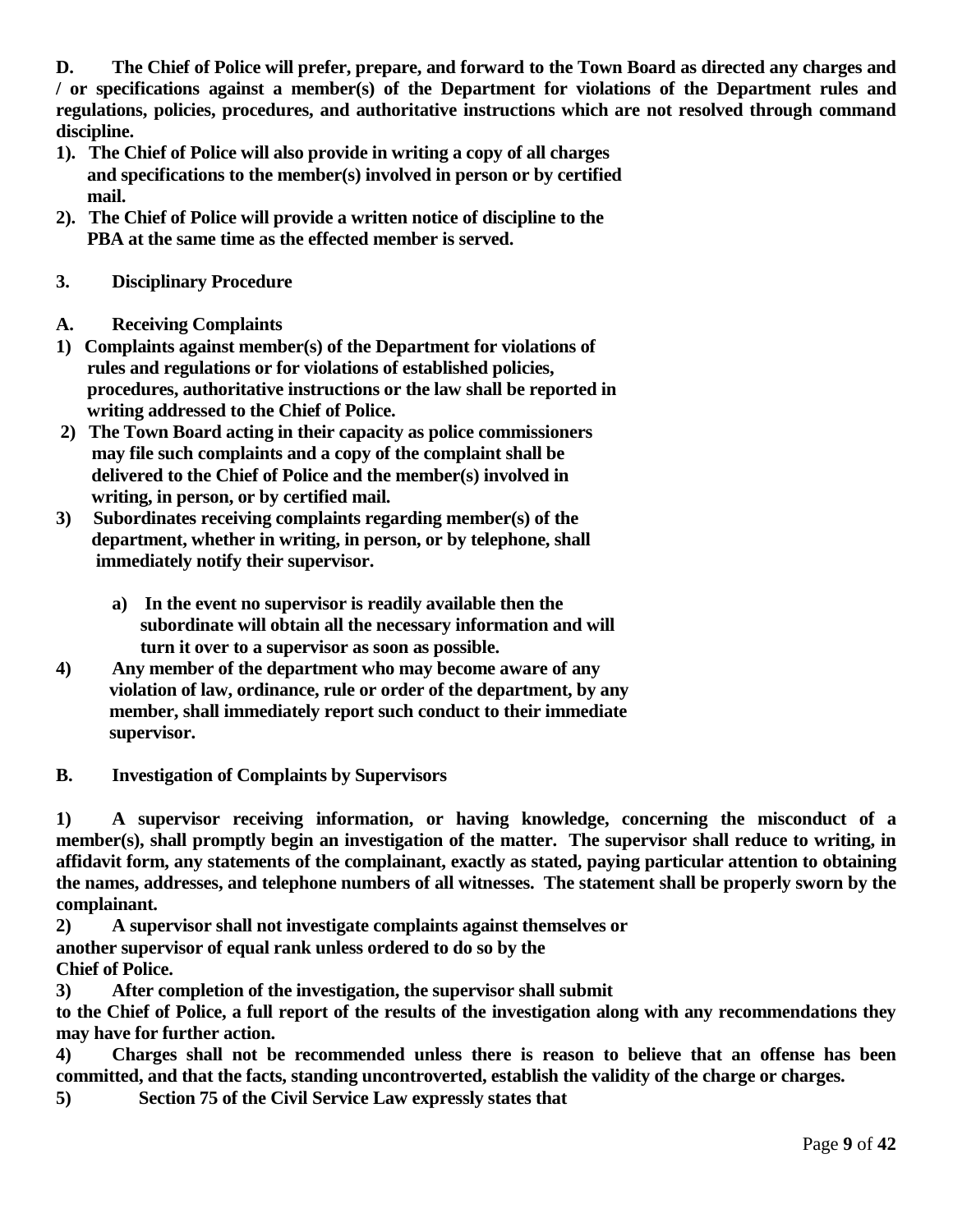**D. The Chief of Police will prefer, prepare, and forward to the Town Board as directed any charges and / or specifications against a member(s) of the Department for violations of the Department rules and regulations, policies, procedures, and authoritative instructions which are not resolved through command discipline.**

**1). The Chief of Police will also provide in writing a copy of all charges and specifications to the member(s) involved in person or by certified mail.**

**2). The Chief of Police will provide a written notice of discipline to the PBA at the same time as the effected member is served.**

## 3. Disciplinary Procedure

### A. Receiving Complaints

**1) Complaints against member(s) of the Department for violations of rules and regulations or for violations of established policies, procedures, authoritative instructions or the law shall be reported in writing addressed to the Chief of Police.**

**2) The Town Board acting in their capacity as police commissioners may file such complaints and a copy of the complaint shall be delivered to the Chief of Police and the member(s) involved in writing, in person, or by certified mail.**

**3) Subordinates receiving complaints regarding member(s) of the department, whether in writing, in person, or by telephone, shall immediately notify their supervisor.**

> **a) In the event no supervisor is readily available then the subordinate will obtain all the necessary information and will turn it over to a supervisor as soon as possible.**

**4) Any member of the department who may become aware of any violation of law, ordinance, rule or order of the department, by any member, shall immediately report such conduct to their immediate supervisor.**

### B. Investigation of Complaints by Supervisors

**1) A supervisor receiving information, or having knowledge, concerning the misconduct of a member(s), shall promptly begin an investigation of the matter. The supervisor shall reduce to writing, in affidavit form, any statements of the complainant, exactly as stated, paying particular attention to obtaining the names, addresses, and telephone numbers of all witnesses. The statement shall be properly sworn by the complainant.**

**2) A supervisor shall not investigate complaints against themselves or another supervisor of equal rank unless ordered to do so by the Chief of Police.**

**3) After completion of the investigation, the supervisor shall submit to the Chief of Police, a full report of the results of the investigation along with any recommendations they may have for further action.**

**4) Charges shall not be recommended unless there is reason to believe that an offense has been committed, and that the facts, standing uncontroverted, establish the validity of the charge or charges.**

**5) Section 75 of the Civil Service Law expressly states that**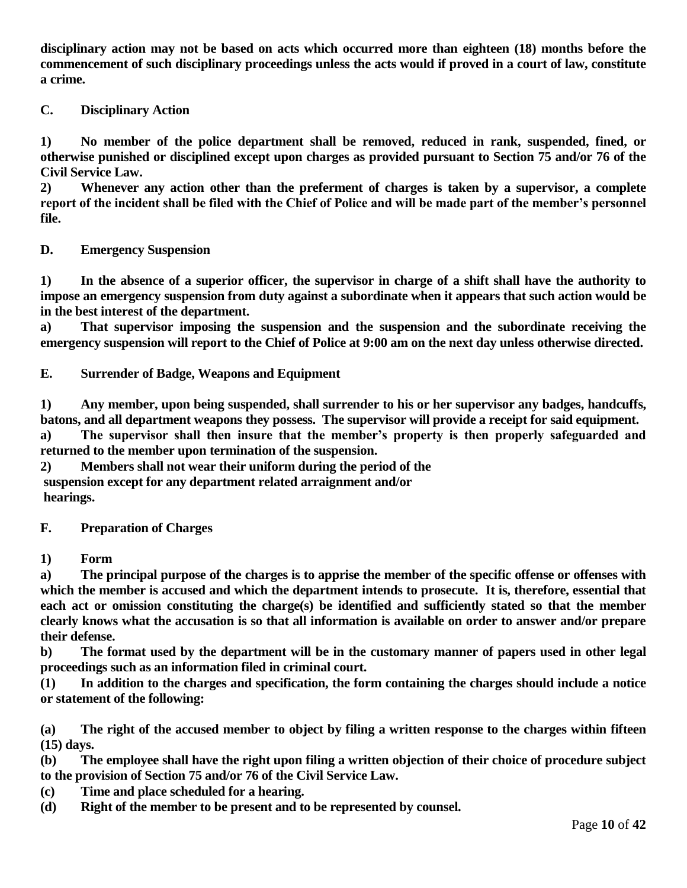**disciplinary action may not be based on acts which occurred more than eighteen (18) months before the commencement of such disciplinary proceedings unless the acts would if proved in a court of law, constitute a crime.**

## C. Disciplinary Action

**1) No member of the police department shall be removed, reduced in rank, suspended, fined, or otherwise punished or disciplined except upon charges as provided pursuant to Section 75 and/or 76 of the Civil Service Law.**

**2) Whenever any action other than the preferment of charges is taken by a supervisor, a complete report of the incident shall be filed with the Chief of Police and will be made part of the member's personnel file.**

## D. Emergency Suspension

**1) In the absence of a superior officer, the supervisor in charge of a shift shall have the authority to impose an emergency suspension from duty against a subordinate when it appears that such action would be in the best interest of the department.**

**a) That supervisor imposing the suspension and the suspension and the subordinate receiving the emergency suspension will report to the Chief of Police at 9:00 am on the next day unless otherwise directed.**

## E. Surrender of Badge, Weapons and Equipment

**1) Any member, upon being suspended, shall surrender to his or her supervisor any badges, handcuffs, batons, and all department weapons they possess. The supervisor will provide a receipt for said equipment.**

**a) The supervisor shall then insure that the member's property is then properly safeguarded and returned to the member upon termination of the suspension.**

**2) Members shall not wear their uniform during the period of the suspension except for any department related arraignment and/or hearings.**

## F. Preparation of Charges

**1) Form**

**a) The principal purpose of the charges is to apprise the member of the specific offense or offenses with which the member is accused and which the department intends to prosecute. It is, therefore, essential that each act or omission constituting the charge(s) be identified and sufficiently stated so that the member clearly knows what the accusation is so that all information is available on order to answer and/or prepare their defense.**

**b) The format used by the department will be in the customary manner of papers used in other legal proceedings such as an information filed in criminal court.**

**(1) In addition to the charges and specification, the form containing the charges should include a notice or statement of the following:**

**(a) The right of the accused member to object by filing a written response to the charges within fifteen (15) days.**

**(b) The employee shall have the right upon filing a written objection of their choice of procedure subject to the provision of Section 75 and/or 76 of the Civil Service Law.**

**(c) Time and place scheduled for a hearing.**

**(d) Right of the member to be present and to be represented by counsel.**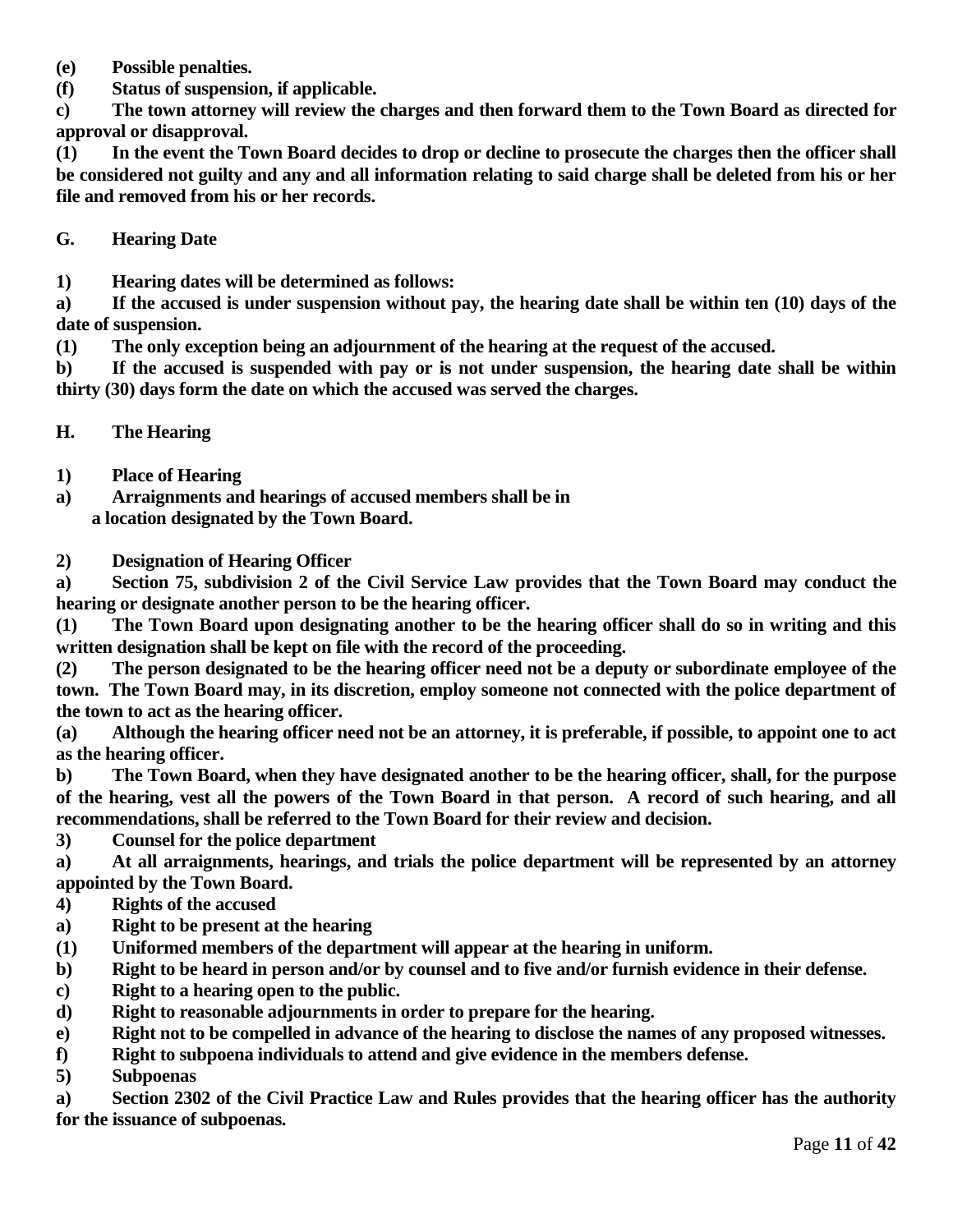**(e) Possible penalties.**

**(f) Status of suspension, if applicable.**

**c) The town attorney will review the charges and then forward them to the Town Board as directed for approval or disapproval.**

**(1) In the event the Town Board decides to drop or decline to prosecute the charges then the officer shall be considered not guilty and any and all information relating to said charge shall be deleted from his or her file and removed from his or her records.**

**G. Hearing Date**

**1) Hearing dates will be determined as follows:**

**a) If the accused is under suspension without pay, the hearing date shall be within ten (10) days of the date of suspension.**

**(1) The only exception being an adjournment of the hearing at the request of the accused.**

**b) If the accused is suspended with pay or is not under suspension, the hearing date shall be within thirty (30) days form the date on which the accused was served the charges.**

**H. The Hearing**

**1) Place of Hearing**

**a) Arraignments and hearings of accused members shall be in a location designated by the Town Board.**

**2) Designation of Hearing Officer**

**a) Section 75, subdivision 2 of the Civil Service Law provides that the Town Board may conduct the hearing or designate another person to be the hearing officer.**

**(1) The Town Board upon designating another to be the hearing officer shall do so in writing and this written designation shall be kept on file with the record of the proceeding.**

**(2) The person designated to be the hearing officer need not be a deputy or subordinate employee of the town. The Town Board may, in its discretion, employ someone not connected with the police department of the town to act as the hearing officer.**

**(a) Although the hearing officer need not be an attorney, it is preferable, if possible, to appoint one to act as the hearing officer.**

**b) The Town Board, when they have designated another to be the hearing officer, shall, for the purpose of the hearing, vest all the powers of the Town Board in that person. A record of such hearing, and all recommendations, shall be referred to the Town Board for their review and decision.**

**3) Counsel for the police department**

**a) At all arraignments, hearings, and trials the police department will be represented by an attorney appointed by the Town Board.**

**4) Rights of the accused**

**a) Right to be present at the hearing**

**(1) Uniformed members of the department will appear at the hearing in uniform.**

**b) Right to be heard in person and/or by counsel and to five and/or furnish evidence in their defense.**

**c) Right to a hearing open to the public.**

**d) Right to reasonable adjournments in order to prepare for the hearing.**

**e) Right not to be compelled in advance of the hearing to disclose the names of any proposed witnesses.**

**f) Right to subpoena individuals to attend and give evidence in the members defense.**

**5) Subpoenas**

**a) Section 2302 of the Civil Practice Law and Rules provides that the hearing officer has the authority for the issuance of subpoenas.**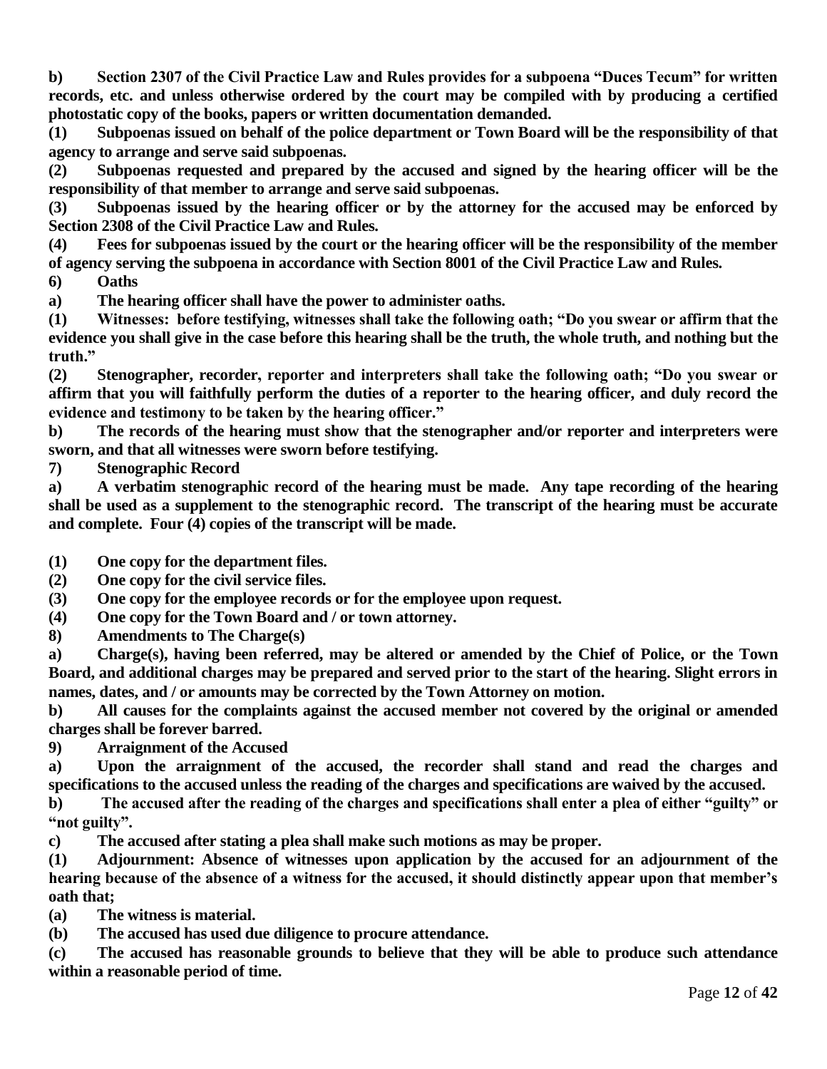**b) Section 2307 of the Civil Practice Law and Rules provides for a subpoena "Duces Tecum" for written records, etc. and unless otherwise ordered by the court may be compiled with by producing a certified photostatic copy of the books, papers or written documentation demanded.**

**(1) Subpoenas issued on behalf of the police department or Town Board will be the responsibility of that agency to arrange and serve said subpoenas.**

**(2) Subpoenas requested and prepared by the accused and signed by the hearing officer will be the responsibility of that member to arrange and serve said subpoenas.**

**(3) Subpoenas issued by the hearing officer or by the attorney for the accused may be enforced by Section 2308 of the Civil Practice Law and Rules.**

**(4) Fees for subpoenas issued by the court or the hearing officer will be the responsibility of the member of agency serving the subpoena in accordance with Section 8001 of the Civil Practice Law and Rules.**

**6) Oaths**

**a) The hearing officer shall have the power to administer oaths.**

**(1) Witnesses: before testifying, witnesses shall take the following oath; "Do you swear or affirm that the evidence you shall give in the case before this hearing shall be the truth, the whole truth, and nothing but the truth."**

**(2) Stenographer, recorder, reporter and interpreters shall take the following oath; "Do you swear or affirm that you will faithfully perform the duties of a reporter to the hearing officer, and duly record the evidence and testimony to be taken by the hearing officer."**

**b) The records of the hearing must show that the stenographer and/or reporter and interpreters were sworn, and that all witnesses were sworn before testifying.**

**7) Stenographic Record**

**a) A verbatim stenographic record of the hearing must be made. Any tape recording of the hearing shall be used as a supplement to the stenographic record. The transcript of the hearing must be accurate and complete. Four (4) copies of the transcript will be made.**

**(1) One copy for the department files.**

**(2) One copy for the civil service files.**

**(3) One copy for the employee records or for the employee upon request.**

**(4) One copy for the Town Board and / or town attorney.**

**8) Amendments to The Charge(s)**

**a) Charge(s), having been referred, may be altered or amended by the Chief of Police, or the Town Board, and additional charges may be prepared and served prior to the start of the hearing. Slight errors in names, dates, and / or amounts may be corrected by the Town Attorney on motion.**

**b) All causes for the complaints against the accused member not covered by the original or amended charges shall be forever barred.**

**9) Arraignment of the Accused**

**a) Upon the arraignment of the accused, the recorder shall stand and read the charges and specifications to the accused unless the reading of the charges and specifications are waived by the accused.**

**b) The accused after the reading of the charges and specifications shall enter a plea of either "guilty" or "not guilty".**

**c) The accused after stating a plea shall make such motions as may be proper.**

**(1) Adjournment: Absence of witnesses upon application by the accused for an adjournment of the hearing because of the absence of a witness for the accused, it should distinctly appear upon that member's oath that;**

**(a) The witness is material.**

**(b) The accused has used due diligence to procure attendance.**

**(c) The accused has reasonable grounds to believe that they will be able to produce such attendance within a reasonable period of time.**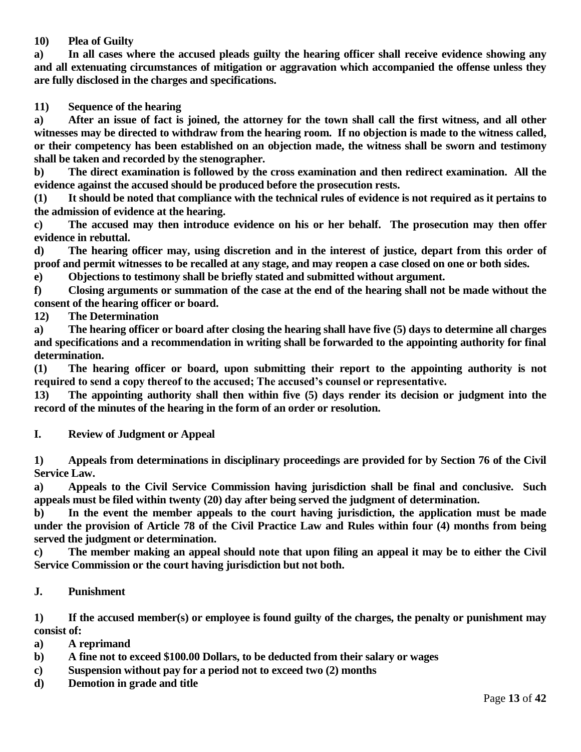**10) Plea of Guilty**

**a) In all cases where the accused pleads guilty the hearing officer shall receive evidence showing any and all extenuating circumstances of mitigation or aggravation which accompanied the offense unless they are fully disclosed in the charges and specifications.**

**11) Sequence of the hearing**

**a) After an issue of fact is joined, the attorney for the town shall call the first witness, and all other witnesses may be directed to withdraw from the hearing room. If no objection is made to the witness called, or their competency has been established on an objection made, the witness shall be sworn and testimony shall be taken and recorded by the stenographer.**

**b) The direct examination is followed by the cross examination and then redirect examination. All the evidence against the accused should be produced before the prosecution rests.**

**(1) It should be noted that compliance with the technical rules of evidence is not required as it pertains to the admission of evidence at the hearing.**

**c) The accused may then introduce evidence on his or her behalf. The prosecution may then offer evidence in rebuttal.**

**d) The hearing officer may, using discretion and in the interest of justice, depart from this order of proof and permit witnesses to be recalled at any stage, and may reopen a case closed on one or both sides.**

**e) Objections to testimony shall be briefly stated and submitted without argument.**

**f) Closing arguments or summation of the case at the end of the hearing shall not be made without the consent of the hearing officer or board.**

**12) The Determination**

**a) The hearing officer or board after closing the hearing shall have five (5) days to determine all charges and specifications and a recommendation in writing shall be forwarded to the appointing authority for final determination.**

**(1) The hearing officer or board, upon submitting their report to the appointing authority is not required to send a copy thereof to the accused; The accused's counsel or representative.**

**13) The appointing authority shall then within five (5) days render its decision or judgment into the record of the minutes of the hearing in the form of an order or resolution.**

## I. Review of Judgment or Appeal

**1) Appeals from determinations in disciplinary proceedings are provided for by Section 76 of the Civil Service Law.**

**a) Appeals to the Civil Service Commission having jurisdiction shall be final and conclusive. Such appeals must be filed within twenty (20) day after being served the judgment of determination.**

**b) In the event the member appeals to the court having jurisdiction, the application must be made under the provision of Article 78 of the Civil Practice Law and Rules within four (4) months from being served the judgment or determination.**

**c) The member making an appeal should note that upon filing an appeal it may be to either the Civil Service Commission or the court having jurisdiction but not both.**

## J. Punishment

**1) If the accused member(s) or employee is found guilty of the charges, the penalty or punishment may consist of:**

**a) A reprimand**

**b) A fine not to exceed $100.00 Dollars, to be deducted from their salary or wages**

**c) Suspension without pay for a period not to exceed two (2) months**

**d) Demotion in grade and title**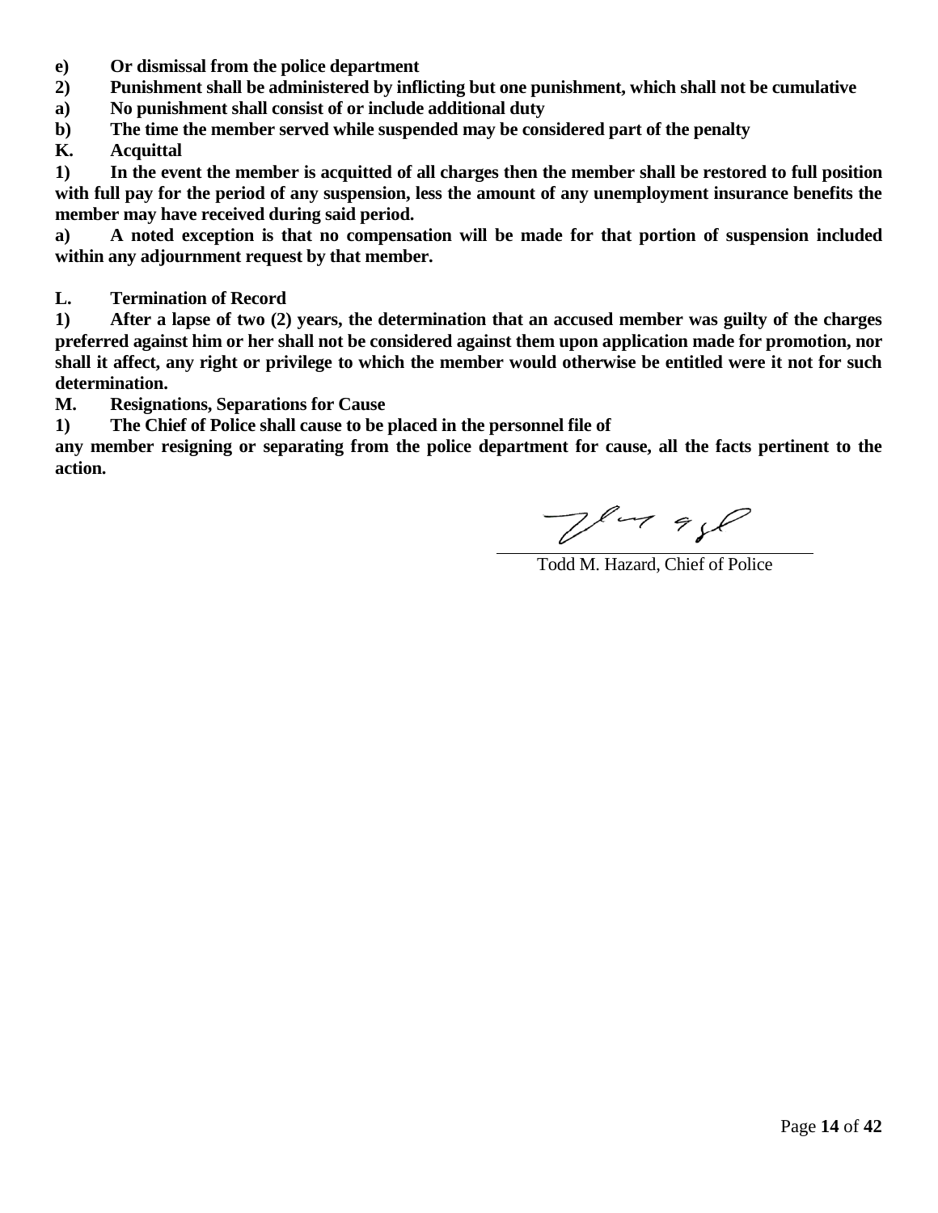**e) Or dismissal from the police department**

**2) Punishment shall be administered by inflicting but one punishment, which shall not be cumulative**

**a) No punishment shall consist of or include additional duty**

**b) The time the member served while suspended may be considered part of the penalty**

**K. Acquittal**

**1) In the event the member is acquitted of all charges then the member shall be restored to full position with full pay for the period of any suspension, less the amount of any unemployment insurance benefits the member may have received during said period.**

**a) A noted exception is that no compensation will be made for that portion of suspension included within any adjournment request by that member.**

**L. Termination of Record**

**1) After a lapse of two (2) years, the determination that an accused member was guilty of the charges preferred against him or her shall not be considered against them upon application made for promotion, nor shall it affect, any right or privilege to which the member would otherwise be entitled were it not for such determination.**

**M. Resignations, Separations for Cause**

**1) The Chief of Police shall cause to be placed in the personnel file of any member resigning or separating from the police department for cause, all the facts pertinent to the action.**

Todd M. Hazard, Chief of Police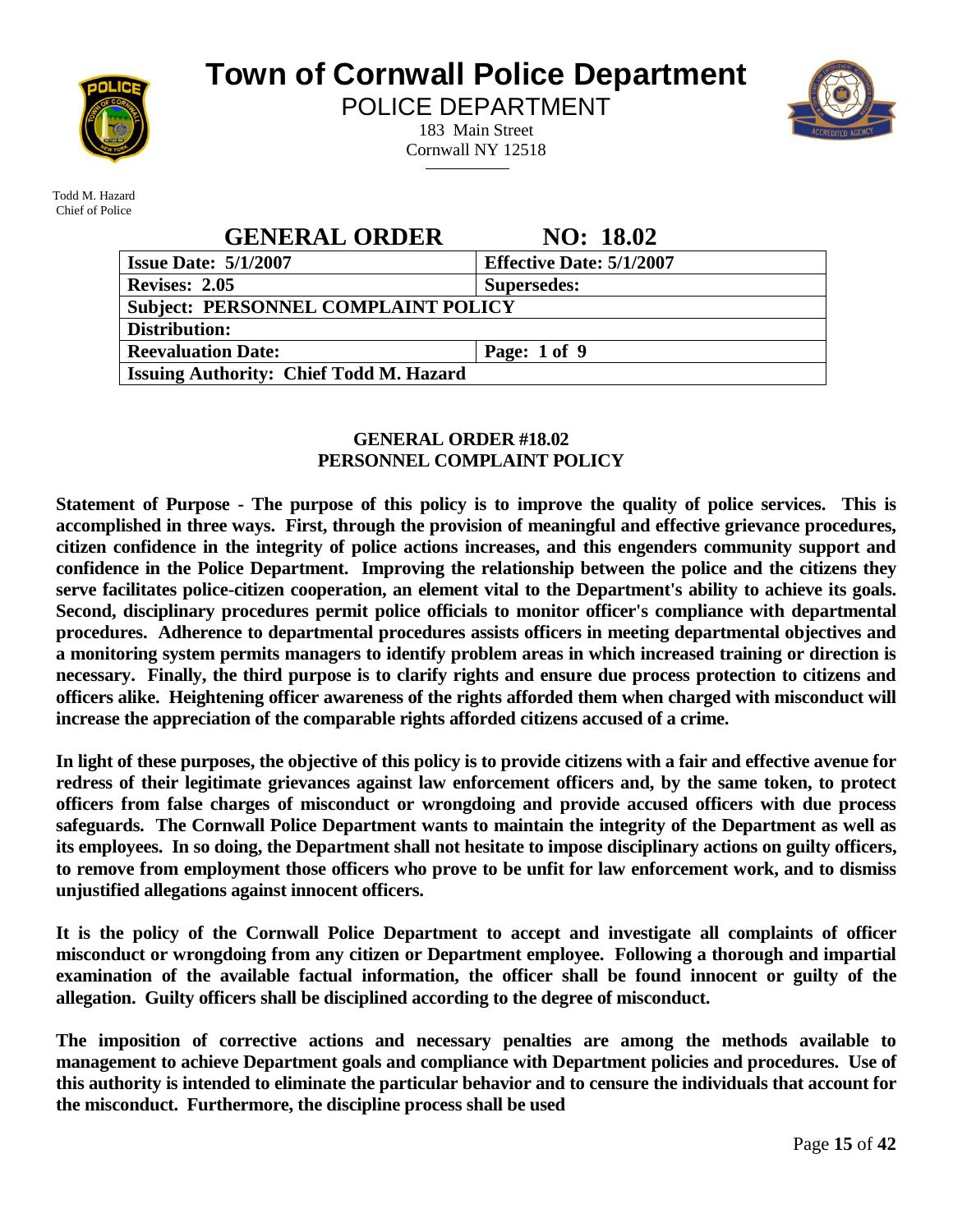# Town of Cornwall Police Department

POLICE DEPARTMENT

183 Main Street
Cornwall NY 12518

Todd M. Hazard
Chief of Police

## GENERAL ORDER NO: 18.02

| Issue Date: 5/1/2007 | Effective Date: 5/1/2007 |
|---|---|
| Revises: 2.05 | Supersedes: |
| Subject: PERSONNEL COMPLAINT POLICY | |
| Distribution: | |
| Reevaluation Date: | Page: 1 of 9 |
| Issuing Authority: Chief Todd M. Hazard | |

### GENERAL ORDER #18.02
### PERSONNEL COMPLAINT POLICY

**Statement of Purpose - The purpose of this policy is to improve the quality of police services. This is accomplished in three ways. First, through the provision of meaningful and effective grievance procedures, citizen confidence in the integrity of police actions increases, and this engenders community support and confidence in the Police Department. Improving the relationship between the police and the citizens they serve facilitates police-citizen cooperation, an element vital to the Department's ability to achieve its goals. Second, disciplinary procedures permit police officials to monitor officer's compliance with departmental procedures. Adherence to departmental procedures assists officers in meeting departmental objectives and a monitoring system permits managers to identify problem areas in which increased training or direction is necessary. Finally, the third purpose is to clarify rights and ensure due process protection to citizens and officers alike. Heightening officer awareness of the rights afforded them when charged with misconduct will increase the appreciation of the comparable rights afforded citizens accused of a crime.**

**In light of these purposes, the objective of this policy is to provide citizens with a fair and effective avenue for redress of their legitimate grievances against law enforcement officers and, by the same token, to protect officers from false charges of misconduct or wrongdoing and provide accused officers with due process safeguards. The Cornwall Police Department wants to maintain the integrity of the Department as well as its employees. In so doing, the Department shall not hesitate to impose disciplinary actions on guilty officers, to remove from employment those officers who prove to be unfit for law enforcement work, and to dismiss unjustified allegations against innocent officers.**

**It is the policy of the Cornwall Police Department to accept and investigate all complaints of officer misconduct or wrongdoing from any citizen or Department employee. Following a thorough and impartial examination of the available factual information, the officer shall be found innocent or guilty of the allegation. Guilty officers shall be disciplined according to the degree of misconduct.**

**The imposition of corrective actions and necessary penalties are among the methods available to management to achieve Department goals and compliance with Department policies and procedures. Use of this authority is intended to eliminate the particular behavior and to censure the individuals that account for the misconduct. Furthermore, the discipline process shall be used**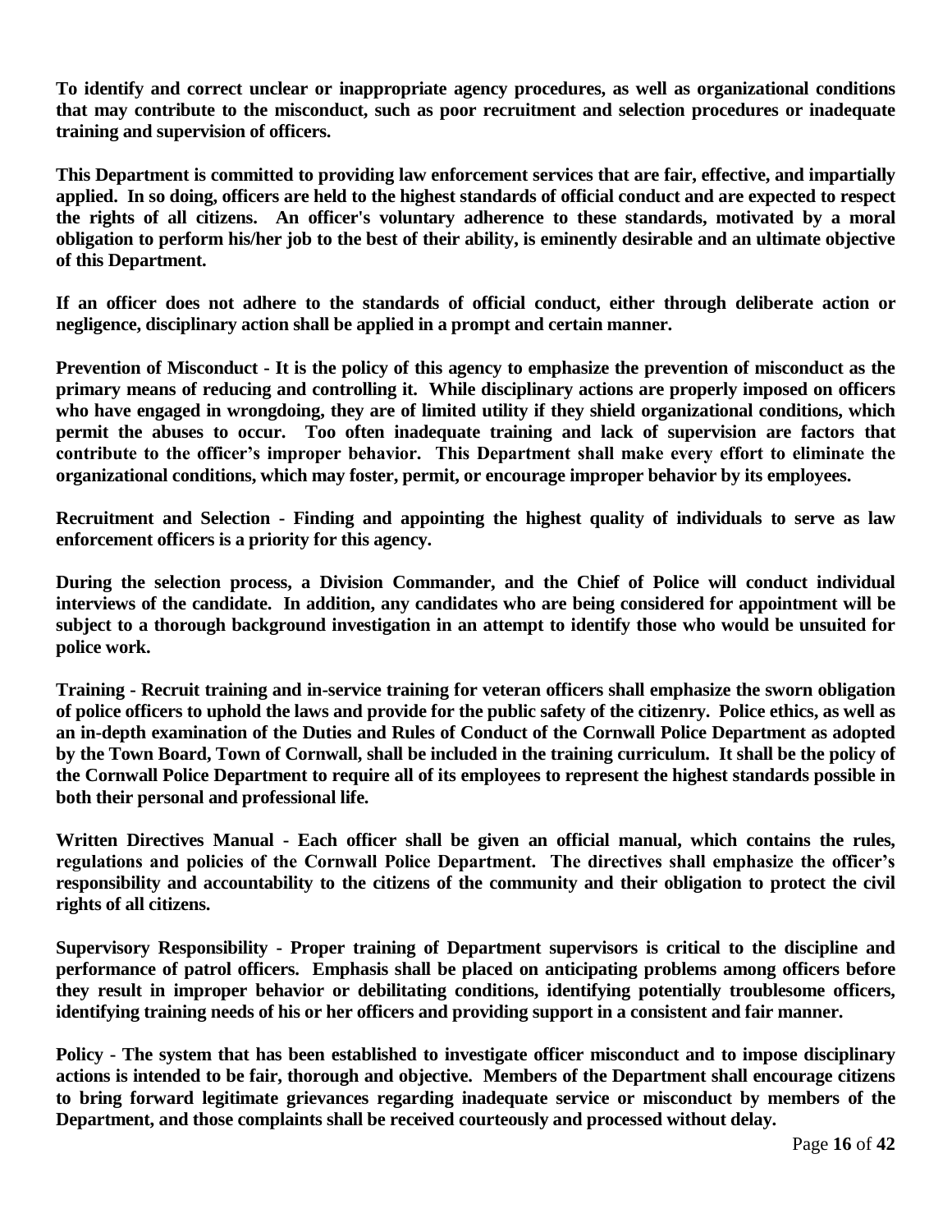**To identify and correct unclear or inappropriate agency procedures, as well as organizational conditions that may contribute to the misconduct, such as poor recruitment and selection procedures or inadequate training and supervision of officers.**

**This Department is committed to providing law enforcement services that are fair, effective, and impartially applied. In so doing, officers are held to the highest standards of official conduct and are expected to respect the rights of all citizens. An officer's voluntary adherence to these standards, motivated by a moral obligation to perform his/her job to the best of their ability, is eminently desirable and an ultimate objective of this Department.**

**If an officer does not adhere to the standards of official conduct, either through deliberate action or negligence, disciplinary action shall be applied in a prompt and certain manner.**

**Prevention of Misconduct - It is the policy of this agency to emphasize the prevention of misconduct as the primary means of reducing and controlling it. While disciplinary actions are properly imposed on officers who have engaged in wrongdoing, they are of limited utility if they shield organizational conditions, which permit the abuses to occur. Too often inadequate training and lack of supervision are factors that contribute to the officer's improper behavior. This Department shall make every effort to eliminate the organizational conditions, which may foster, permit, or encourage improper behavior by its employees.**

**Recruitment and Selection - Finding and appointing the highest quality of individuals to serve as law enforcement officers is a priority for this agency.**

**During the selection process, a Division Commander, and the Chief of Police will conduct individual interviews of the candidate. In addition, any candidates who are being considered for appointment will be subject to a thorough background investigation in an attempt to identify those who would be unsuited for police work.**

**Training - Recruit training and in-service training for veteran officers shall emphasize the sworn obligation of police officers to uphold the laws and provide for the public safety of the citizenry. Police ethics, as well as an in-depth examination of the Duties and Rules of Conduct of the Cornwall Police Department as adopted by the Town Board, Town of Cornwall, shall be included in the training curriculum. It shall be the policy of the Cornwall Police Department to require all of its employees to represent the highest standards possible in both their personal and professional life.**

**Written Directives Manual - Each officer shall be given an official manual, which contains the rules, regulations and policies of the Cornwall Police Department. The directives shall emphasize the officer's responsibility and accountability to the citizens of the community and their obligation to protect the civil rights of all citizens.**

**Supervisory Responsibility - Proper training of Department supervisors is critical to the discipline and performance of patrol officers. Emphasis shall be placed on anticipating problems among officers before they result in improper behavior or debilitating conditions, identifying potentially troublesome officers, identifying training needs of his or her officers and providing support in a consistent and fair manner.**

**Policy - The system that has been established to investigate officer misconduct and to impose disciplinary actions is intended to be fair, thorough and objective. Members of the Department shall encourage citizens to bring forward legitimate grievances regarding inadequate service or misconduct by members of the Department, and those complaints shall be received courteously and processed without delay.**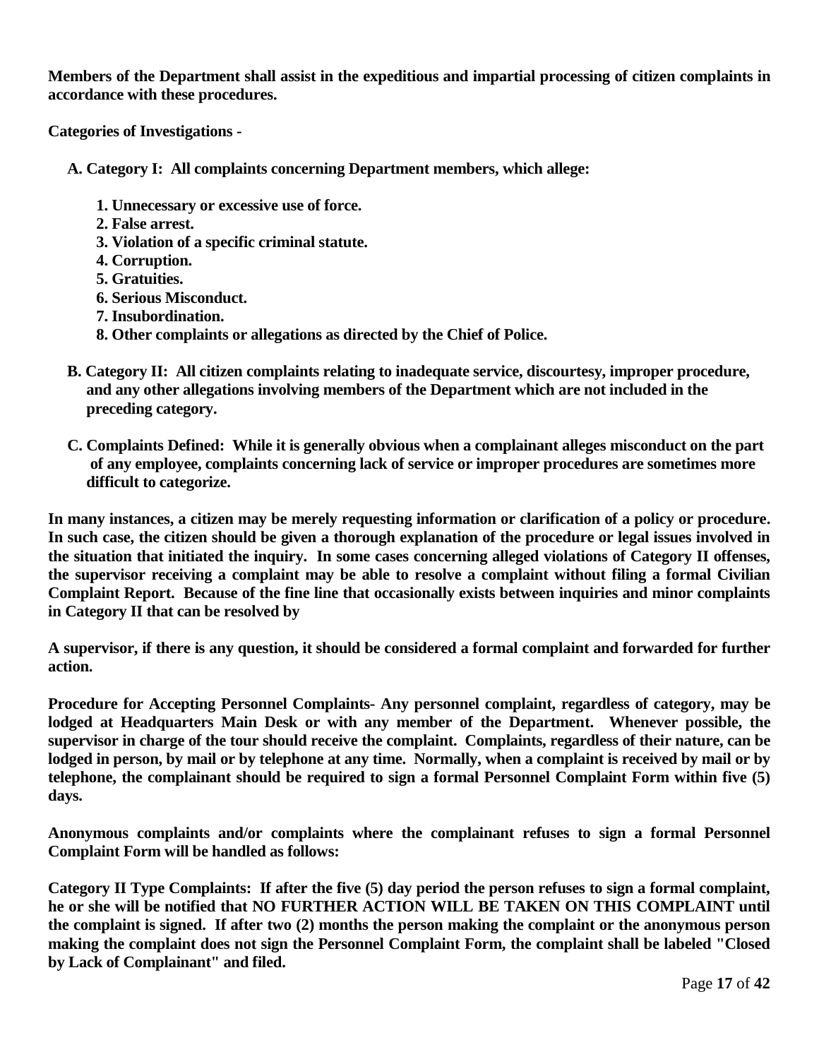**Members of the Department shall assist in the expeditious and impartial processing of citizen complaints in accordance with these procedures.**

**Categories of Investigations -**

**A. Category I: All complaints concerning Department members, which allege:**

1. **Unnecessary or excessive use of force.**
2. **False arrest.**
3. **Violation of a specific criminal statute.**
4. **Corruption.**
5. **Gratuities.**
6. **Serious Misconduct.**
7. **Insubordination.**
8. **Other complaints or allegations as directed by the Chief of Police.**

**B. Category II: All citizen complaints relating to inadequate service, discourtesy, improper procedure, and any other allegations involving members of the Department which are not included in the preceding category.**

**C. Complaints Defined: While it is generally obvious when a complainant alleges misconduct on the part of any employee, complaints concerning lack of service or improper procedures are sometimes more difficult to categorize.**

**In many instances, a citizen may be merely requesting information or clarification of a policy or procedure. In such case, the citizen should be given a thorough explanation of the procedure or legal issues involved in the situation that initiated the inquiry. In some cases concerning alleged violations of Category II offenses, the supervisor receiving a complaint may be able to resolve a complaint without filing a formal Civilian Complaint Report. Because of the fine line that occasionally exists between inquiries and minor complaints in Category II that can be resolved by**

**A supervisor, if there is any question, it should be considered a formal complaint and forwarded for further action.**

**Procedure for Accepting Personnel Complaints- Any personnel complaint, regardless of category, may be lodged at Headquarters Main Desk or with any member of the Department. Whenever possible, the supervisor in charge of the tour should receive the complaint. Complaints, regardless of their nature, can be lodged in person, by mail or by telephone at any time. Normally, when a complaint is received by mail or by telephone, the complainant should be required to sign a formal Personnel Complaint Form within five (5) days.**

**Anonymous complaints and/or complaints where the complainant refuses to sign a formal Personnel Complaint Form will be handled as follows:**

**Category II Type Complaints: If after the five (5) day period the person refuses to sign a formal complaint, he or she will be notified that NO FURTHER ACTION WILL BE TAKEN ON THIS COMPLAINT until the complaint is signed. If after two (2) months the person making the complaint or the anonymous person making the complaint does not sign the Personnel Complaint Form, the complaint shall be labeled "Closed by Lack of Complainant" and filed.**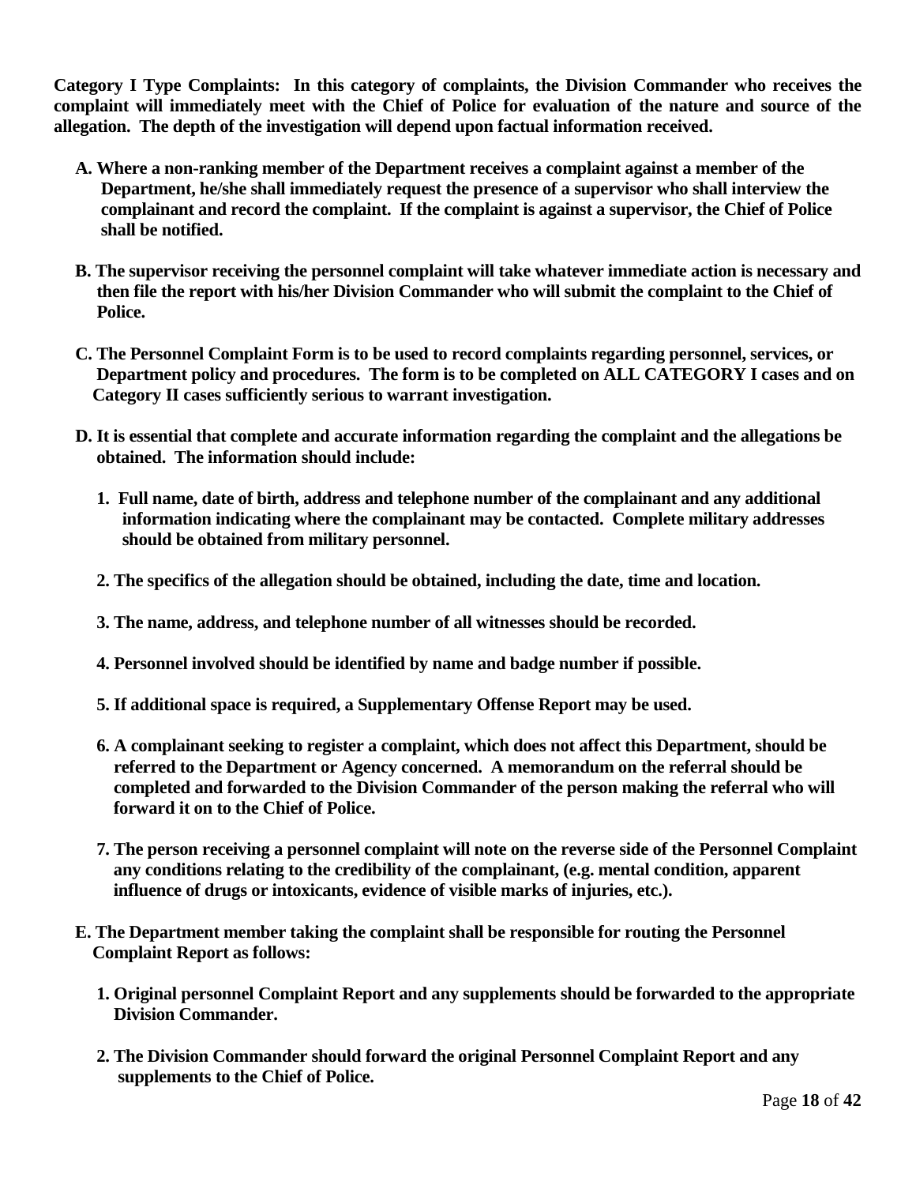**Category I Type Complaints: In this category of complaints, the Division Commander who receives the complaint will immediately meet with the Chief of Police for evaluation of the nature and source of the allegation. The depth of the investigation will depend upon factual information received.**

**A. Where a non-ranking member of the Department receives a complaint against a member of the Department, he/she shall immediately request the presence of a supervisor who shall interview the complainant and record the complaint. If the complaint is against a supervisor, the Chief of Police shall be notified.**

**B. The supervisor receiving the personnel complaint will take whatever immediate action is necessary and then file the report with his/her Division Commander who will submit the complaint to the Chief of Police.**

**C. The Personnel Complaint Form is to be used to record complaints regarding personnel, services, or Department policy and procedures. The form is to be completed on ALL CATEGORY I cases and on Category II cases sufficiently serious to warrant investigation.**

**D. It is essential that complete and accurate information regarding the complaint and the allegations be obtained. The information should include:**

**1. Full name, date of birth, address and telephone number of the complainant and any additional information indicating where the complainant may be contacted. Complete military addresses should be obtained from military personnel.**

**2. The specifics of the allegation should be obtained, including the date, time and location.**

**3. The name, address, and telephone number of all witnesses should be recorded.**

**4. Personnel involved should be identified by name and badge number if possible.**

**5. If additional space is required, a Supplementary Offense Report may be used.**

**6. A complainant seeking to register a complaint, which does not affect this Department, should be referred to the Department or Agency concerned. A memorandum on the referral should be completed and forwarded to the Division Commander of the person making the referral who will forward it on to the Chief of Police.**

**7. The person receiving a personnel complaint will note on the reverse side of the Personnel Complaint any conditions relating to the credibility of the complainant, (e.g. mental condition, apparent influence of drugs or intoxicants, evidence of visible marks of injuries, etc.).**

**E. The Department member taking the complaint shall be responsible for routing the Personnel Complaint Report as follows:**

**1. Original personnel Complaint Report and any supplements should be forwarded to the appropriate Division Commander.**

**2. The Division Commander should forward the original Personnel Complaint Report and any supplements to the Chief of Police.**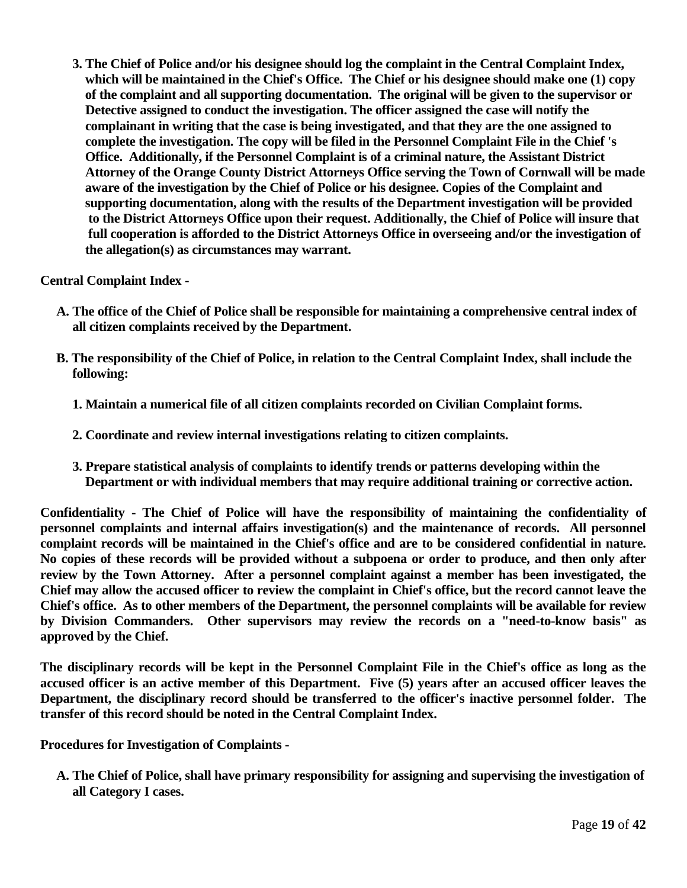3. **The Chief of Police and/or his designee should log the complaint in the Central Complaint Index, which will be maintained in the Chief's Office. The Chief or his designee should make one (1) copy of the complaint and all supporting documentation. The original will be given to the supervisor or Detective assigned to conduct the investigation. The officer assigned the case will notify the complainant in writing that the case is being investigated, and that they are the one assigned to complete the investigation. The copy will be filed in the Personnel Complaint File in the Chief 's Office. Additionally, if the Personnel Complaint is of a criminal nature, the Assistant District Attorney of the Orange County District Attorneys Office serving the Town of Cornwall will be made aware of the investigation by the Chief of Police or his designee. Copies of the Complaint and supporting documentation, along with the results of the Department investigation will be provided to the District Attorneys Office upon their request. Additionally, the Chief of Police will insure that full cooperation is afforded to the District Attorneys Office in overseeing and/or the investigation of the allegation(s) as circumstances may warrant.**

**Central Complaint Index -**

A. **The office of the Chief of Police shall be responsible for maintaining a comprehensive central index of all citizen complaints received by the Department.**

B. **The responsibility of the Chief of Police, in relation to the Central Complaint Index, shall include the following:**

   1. **Maintain a numerical file of all citizen complaints recorded on Civilian Complaint forms.**

   2. **Coordinate and review internal investigations relating to citizen complaints.**

   3. **Prepare statistical analysis of complaints to identify trends or patterns developing within the Department or with individual members that may require additional training or corrective action.**

**Confidentiality - The Chief of Police will have the responsibility of maintaining the confidentiality of personnel complaints and internal affairs investigation(s) and the maintenance of records. All personnel complaint records will be maintained in the Chief's office and are to be considered confidential in nature. No copies of these records will be provided without a subpoena or order to produce, and then only after review by the Town Attorney. After a personnel complaint against a member has been investigated, the Chief may allow the accused officer to review the complaint in Chief's office, but the record cannot leave the Chief's office. As to other members of the Department, the personnel complaints will be available for review by Division Commanders. Other supervisors may review the records on a "need-to-know basis" as approved by the Chief.**

**The disciplinary records will be kept in the Personnel Complaint File in the Chief's office as long as the accused officer is an active member of this Department. Five (5) years after an accused officer leaves the Department, the disciplinary record should be transferred to the officer's inactive personnel folder. The transfer of this record should be noted in the Central Complaint Index.**

**Procedures for Investigation of Complaints -**

A. **The Chief of Police, shall have primary responsibility for assigning and supervising the investigation of all Category I cases.**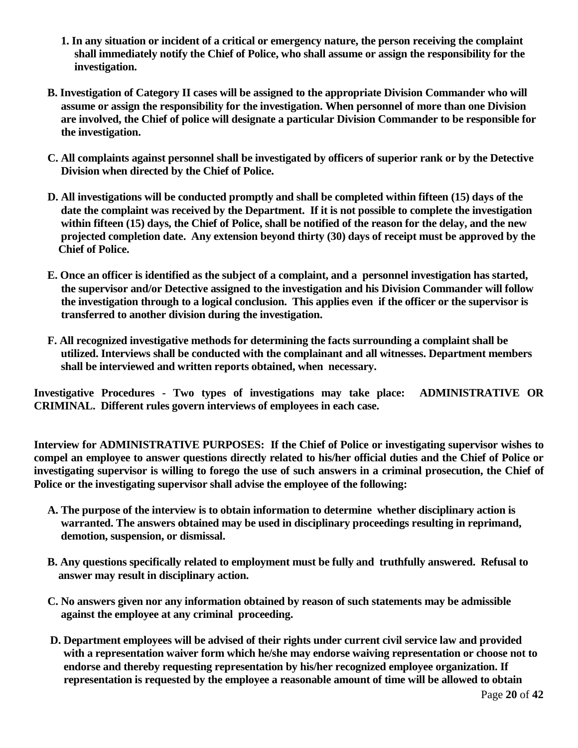**1. In any situation or incident of a critical or emergency nature, the person receiving the complaint shall immediately notify the Chief of Police, who shall assume or assign the responsibility for the investigation.**

**B. Investigation of Category II cases will be assigned to the appropriate Division Commander who will assume or assign the responsibility for the investigation. When personnel of more than one Division are involved, the Chief of police will designate a particular Division Commander to be responsible for the investigation.**

**C. All complaints against personnel shall be investigated by officers of superior rank or by the Detective Division when directed by the Chief of Police.**

**D. All investigations will be conducted promptly and shall be completed within fifteen (15) days of the date the complaint was received by the Department. If it is not possible to complete the investigation within fifteen (15) days, the Chief of Police, shall be notified of the reason for the delay, and the new projected completion date. Any extension beyond thirty (30) days of receipt must be approved by the Chief of Police.**

**E. Once an officer is identified as the subject of a complaint, and a personnel investigation has started, the supervisor and/or Detective assigned to the investigation and his Division Commander will follow the investigation through to a logical conclusion. This applies even if the officer or the supervisor is transferred to another division during the investigation.**

**F. All recognized investigative methods for determining the facts surrounding a complaint shall be utilized. Interviews shall be conducted with the complainant and all witnesses. Department members shall be interviewed and written reports obtained, when necessary.**

**Investigative Procedures - Two types of investigations may take place: ADMINISTRATIVE OR CRIMINAL. Different rules govern interviews of employees in each case.**

**Interview for ADMINISTRATIVE PURPOSES: If the Chief of Police or investigating supervisor wishes to compel an employee to answer questions directly related to his/her official duties and the Chief of Police or investigating supervisor is willing to forego the use of such answers in a criminal prosecution, the Chief of Police or the investigating supervisor shall advise the employee of the following:**

**A. The purpose of the interview is to obtain information to determine whether disciplinary action is warranted. The answers obtained may be used in disciplinary proceedings resulting in reprimand, demotion, suspension, or dismissal.**

**B. Any questions specifically related to employment must be fully and truthfully answered. Refusal to answer may result in disciplinary action.**

**C. No answers given nor any information obtained by reason of such statements may be admissible against the employee at any criminal proceeding.**

**D. Department employees will be advised of their rights under current civil service law and provided with a representation waiver form which he/she may endorse waiving representation or choose not to endorse and thereby requesting representation by his/her recognized employee organization. If representation is requested by the employee a reasonable amount of time will be allowed to obtain**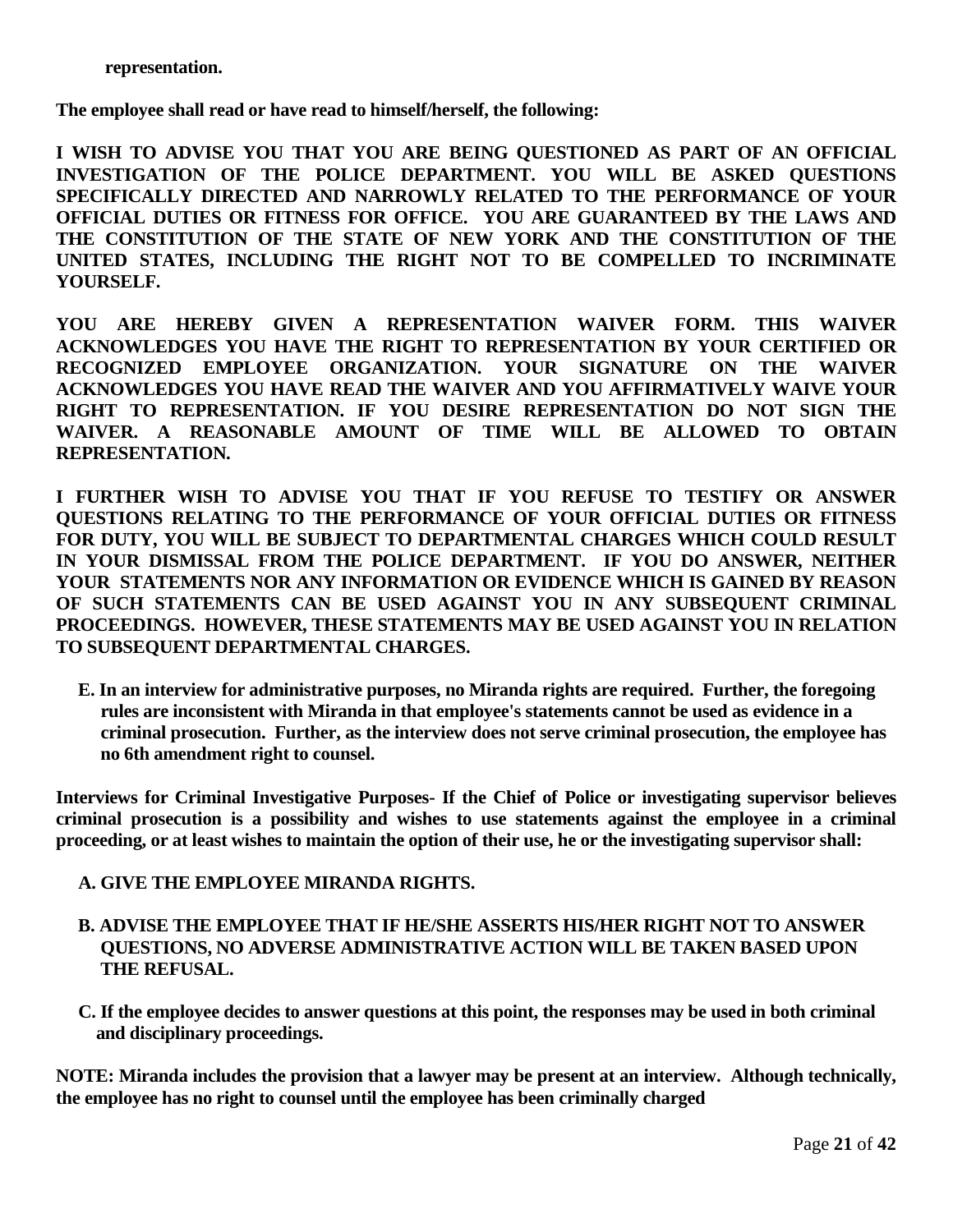**representation.**

**The employee shall read or have read to himself/herself, the following:**

**I WISH TO ADVISE YOU THAT YOU ARE BEING QUESTIONED AS PART OF AN OFFICIAL INVESTIGATION OF THE POLICE DEPARTMENT. YOU WILL BE ASKED QUESTIONS SPECIFICALLY DIRECTED AND NARROWLY RELATED TO THE PERFORMANCE OF YOUR OFFICIAL DUTIES OR FITNESS FOR OFFICE. YOU ARE GUARANTEED BY THE LAWS AND THE CONSTITUTION OF THE STATE OF NEW YORK AND THE CONSTITUTION OF THE UNITED STATES, INCLUDING THE RIGHT NOT TO BE COMPELLED TO INCRIMINATE YOURSELF.**

**YOU ARE HEREBY GIVEN A REPRESENTATION WAIVER FORM. THIS WAIVER ACKNOWLEDGES YOU HAVE THE RIGHT TO REPRESENTATION BY YOUR CERTIFIED OR RECOGNIZED EMPLOYEE ORGANIZATION. YOUR SIGNATURE ON THE WAIVER ACKNOWLEDGES YOU HAVE READ THE WAIVER AND YOU AFFIRMATIVELY WAIVE YOUR RIGHT TO REPRESENTATION. IF YOU DESIRE REPRESENTATION DO NOT SIGN THE WAIVER. A REASONABLE AMOUNT OF TIME WILL BE ALLOWED TO OBTAIN REPRESENTATION.**

**I FURTHER WISH TO ADVISE YOU THAT IF YOU REFUSE TO TESTIFY OR ANSWER QUESTIONS RELATING TO THE PERFORMANCE OF YOUR OFFICIAL DUTIES OR FITNESS FOR DUTY, YOU WILL BE SUBJECT TO DEPARTMENTAL CHARGES WHICH COULD RESULT IN YOUR DISMISSAL FROM THE POLICE DEPARTMENT. IF YOU DO ANSWER, NEITHER YOUR STATEMENTS NOR ANY INFORMATION OR EVIDENCE WHICH IS GAINED BY REASON OF SUCH STATEMENTS CAN BE USED AGAINST YOU IN ANY SUBSEQUENT CRIMINAL PROCEEDINGS. HOWEVER, THESE STATEMENTS MAY BE USED AGAINST YOU IN RELATION TO SUBSEQUENT DEPARTMENTAL CHARGES.**

**E. In an interview for administrative purposes, no Miranda rights are required. Further, the foregoing rules are inconsistent with Miranda in that employee's statements cannot be used as evidence in a criminal prosecution. Further, as the interview does not serve criminal prosecution, the employee has no 6th amendment right to counsel.**

**Interviews for Criminal Investigative Purposes- If the Chief of Police or investigating supervisor believes criminal prosecution is a possibility and wishes to use statements against the employee in a criminal proceeding, or at least wishes to maintain the option of their use, he or the investigating supervisor shall:**

**A. GIVE THE EMPLOYEE MIRANDA RIGHTS.**

**B. ADVISE THE EMPLOYEE THAT IF HE/SHE ASSERTS HIS/HER RIGHT NOT TO ANSWER QUESTIONS, NO ADVERSE ADMINISTRATIVE ACTION WILL BE TAKEN BASED UPON THE REFUSAL.**

**C. If the employee decides to answer questions at this point, the responses may be used in both criminal and disciplinary proceedings.**

**NOTE: Miranda includes the provision that a lawyer may be present at an interview. Although technically, the employee has no right to counsel until the employee has been criminally charged**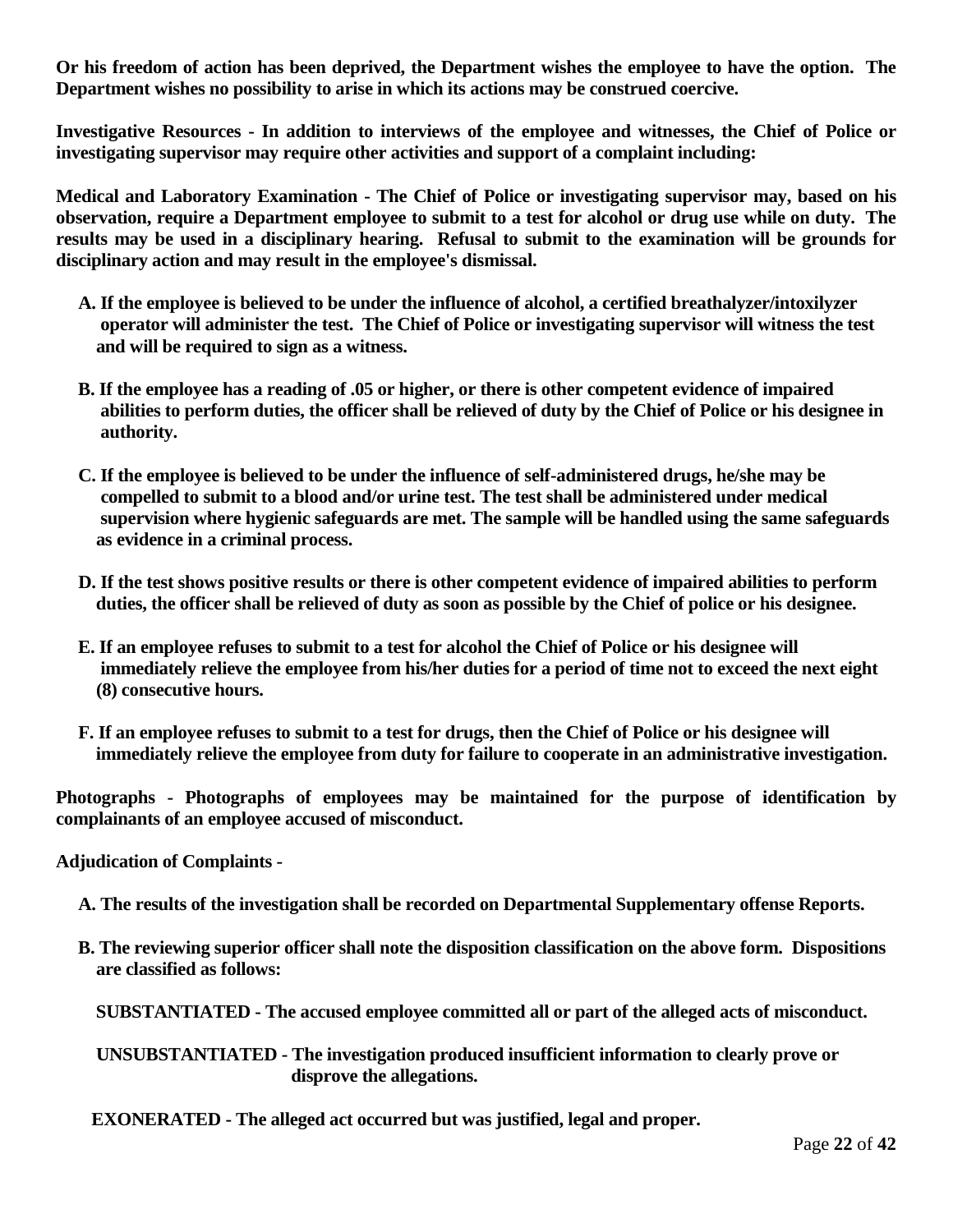**Or his freedom of action has been deprived, the Department wishes the employee to have the option. The Department wishes no possibility to arise in which its actions may be construed coercive.**

**Investigative Resources - In addition to interviews of the employee and witnesses, the Chief of Police or investigating supervisor may require other activities and support of a complaint including:**

**Medical and Laboratory Examination - The Chief of Police or investigating supervisor may, based on his observation, require a Department employee to submit to a test for alcohol or drug use while on duty. The results may be used in a disciplinary hearing. Refusal to submit to the examination will be grounds for disciplinary action and may result in the employee's dismissal.**

**A. If the employee is believed to be under the influence of alcohol, a certified breathalyzer/intoxilyzer operator will administer the test. The Chief of Police or investigating supervisor will witness the test and will be required to sign as a witness.**

**B. If the employee has a reading of .05 or higher, or there is other competent evidence of impaired abilities to perform duties, the officer shall be relieved of duty by the Chief of Police or his designee in authority.**

**C. If the employee is believed to be under the influence of self-administered drugs, he/she may be compelled to submit to a blood and/or urine test. The test shall be administered under medical supervision where hygienic safeguards are met. The sample will be handled using the same safeguards as evidence in a criminal process.**

**D. If the test shows positive results or there is other competent evidence of impaired abilities to perform duties, the officer shall be relieved of duty as soon as possible by the Chief of police or his designee.**

**E. If an employee refuses to submit to a test for alcohol the Chief of Police or his designee will immediately relieve the employee from his/her duties for a period of time not to exceed the next eight (8) consecutive hours.**

**F. If an employee refuses to submit to a test for drugs, then the Chief of Police or his designee will immediately relieve the employee from duty for failure to cooperate in an administrative investigation.**

**Photographs - Photographs of employees may be maintained for the purpose of identification by complainants of an employee accused of misconduct.**

**Adjudication of Complaints -**

**A. The results of the investigation shall be recorded on Departmental Supplementary offense Reports.**

**B. The reviewing superior officer shall note the disposition classification on the above form. Dispositions are classified as follows:**

**SUBSTANTIATED - The accused employee committed all or part of the alleged acts of misconduct.**

**UNSUBSTANTIATED - The investigation produced insufficient information to clearly prove or disprove the allegations.**

**EXONERATED - The alleged act occurred but was justified, legal and proper.**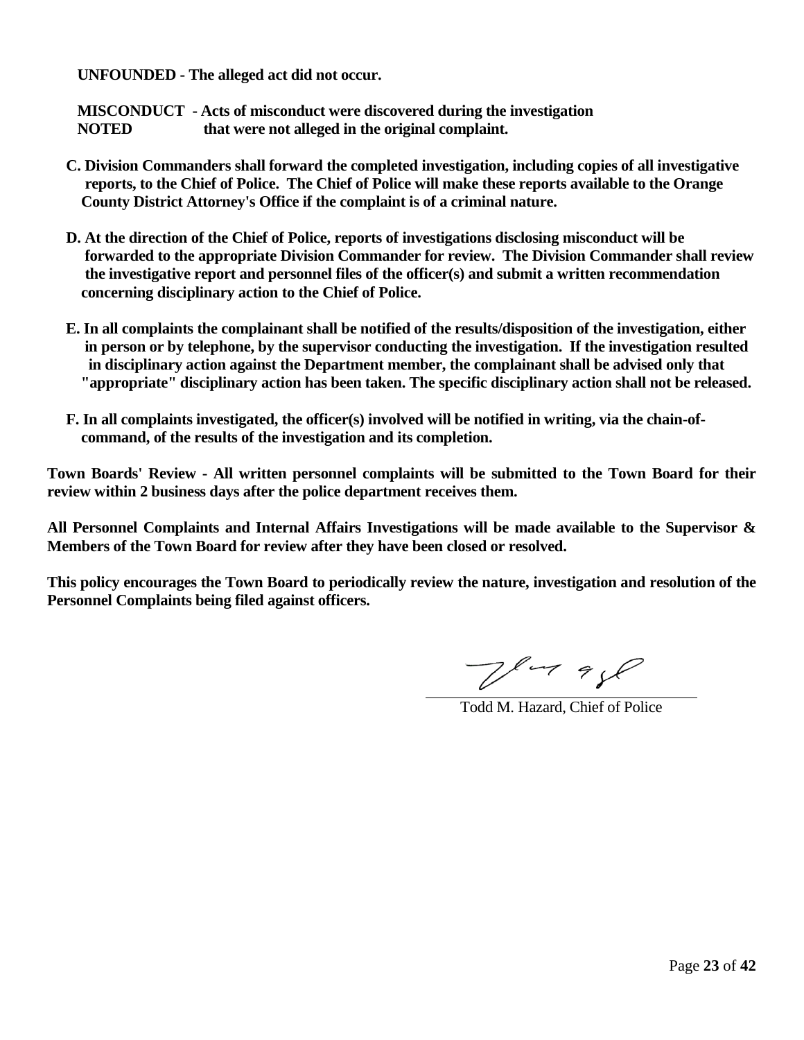**UNFOUNDED - The alleged act did not occur.**

**MISCONDUCT NOTED - Acts of misconduct were discovered during the investigation that were not alleged in the original complaint.**

**C. Division Commanders shall forward the completed investigation, including copies of all investigative reports, to the Chief of Police. The Chief of Police will make these reports available to the Orange County District Attorney's Office if the complaint is of a criminal nature.**

**D. At the direction of the Chief of Police, reports of investigations disclosing misconduct will be forwarded to the appropriate Division Commander for review. The Division Commander shall review the investigative report and personnel files of the officer(s) and submit a written recommendation concerning disciplinary action to the Chief of Police.**

**E. In all complaints the complainant shall be notified of the results/disposition of the investigation, either in person or by telephone, by the supervisor conducting the investigation. If the investigation resulted in disciplinary action against the Department member, the complainant shall be advised only that "appropriate" disciplinary action has been taken. The specific disciplinary action shall not be released.**

**F. In all complaints investigated, the officer(s) involved will be notified in writing, via the chain-of-command, of the results of the investigation and its completion.**

**Town Boards' Review - All written personnel complaints will be submitted to the Town Board for their review within 2 business days after the police department receives them.**

**All Personnel Complaints and Internal Affairs Investigations will be made available to the Supervisor & Members of the Town Board for review after they have been closed or resolved.**

**This policy encourages the Town Board to periodically review the nature, investigation and resolution of the Personnel Complaints being filed against officers.**

Todd M. Hazard, Chief of Police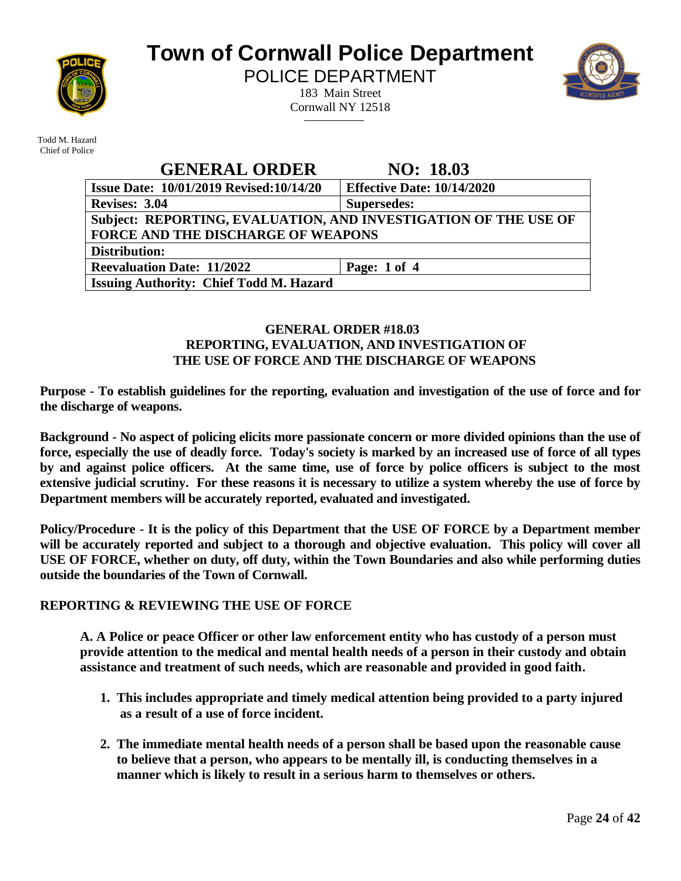# Town of Cornwall Police Department

POLICE DEPARTMENT

183 Main Street
Cornwall NY 12518

Todd M. Hazard
Chief of Police

## GENERAL ORDER NO: 18.03

| Issue Date: 10/01/2019 Revised:10/14/20 | Effective Date: 10/14/2020 |
|---|---|
| Revises: 3.04 | Supersedes: |
| Subject: REPORTING, EVALUATION, AND INVESTIGATION OF THE USE OF FORCE AND THE DISCHARGE OF WEAPONS | |
| Distribution: | |
| Reevaluation Date: 11/2022 | Page: 1 of 4 |
| Issuing Authority: Chief Todd M. Hazard | |

### GENERAL ORDER #18.03
### REPORTING, EVALUATION, AND INVESTIGATION OF THE USE OF FORCE AND THE DISCHARGE OF WEAPONS

**Purpose - To establish guidelines for the reporting, evaluation and investigation of the use of force and for the discharge of weapons.**

**Background - No aspect of policing elicits more passionate concern or more divided opinions than the use of force, especially the use of deadly force. Today's society is marked by an increased use of force of all types by and against police officers. At the same time, use of force by police officers is subject to the most extensive judicial scrutiny. For these reasons it is necessary to utilize a system whereby the use of force by Department members will be accurately reported, evaluated and investigated.**

**Policy/Procedure - It is the policy of this Department that the USE OF FORCE by a Department member will be accurately reported and subject to a thorough and objective evaluation. This policy will cover all USE OF FORCE, whether on duty, off duty, within the Town Boundaries and also while performing duties outside the boundaries of the Town of Cornwall.**

**REPORTING & REVIEWING THE USE OF FORCE**

**A. A Police or peace Officer or other law enforcement entity who has custody of a person must provide attention to the medical and mental health needs of a person in their custody and obtain assistance and treatment of such needs, which are reasonable and provided in good faith.**

1. **This includes appropriate and timely medical attention being provided to a party injured as a result of a use of force incident.**
2. **The immediate mental health needs of a person shall be based upon the reasonable cause to believe that a person, who appears to be mentally ill, is conducting themselves in a manner which is likely to result in a serious harm to themselves or others.**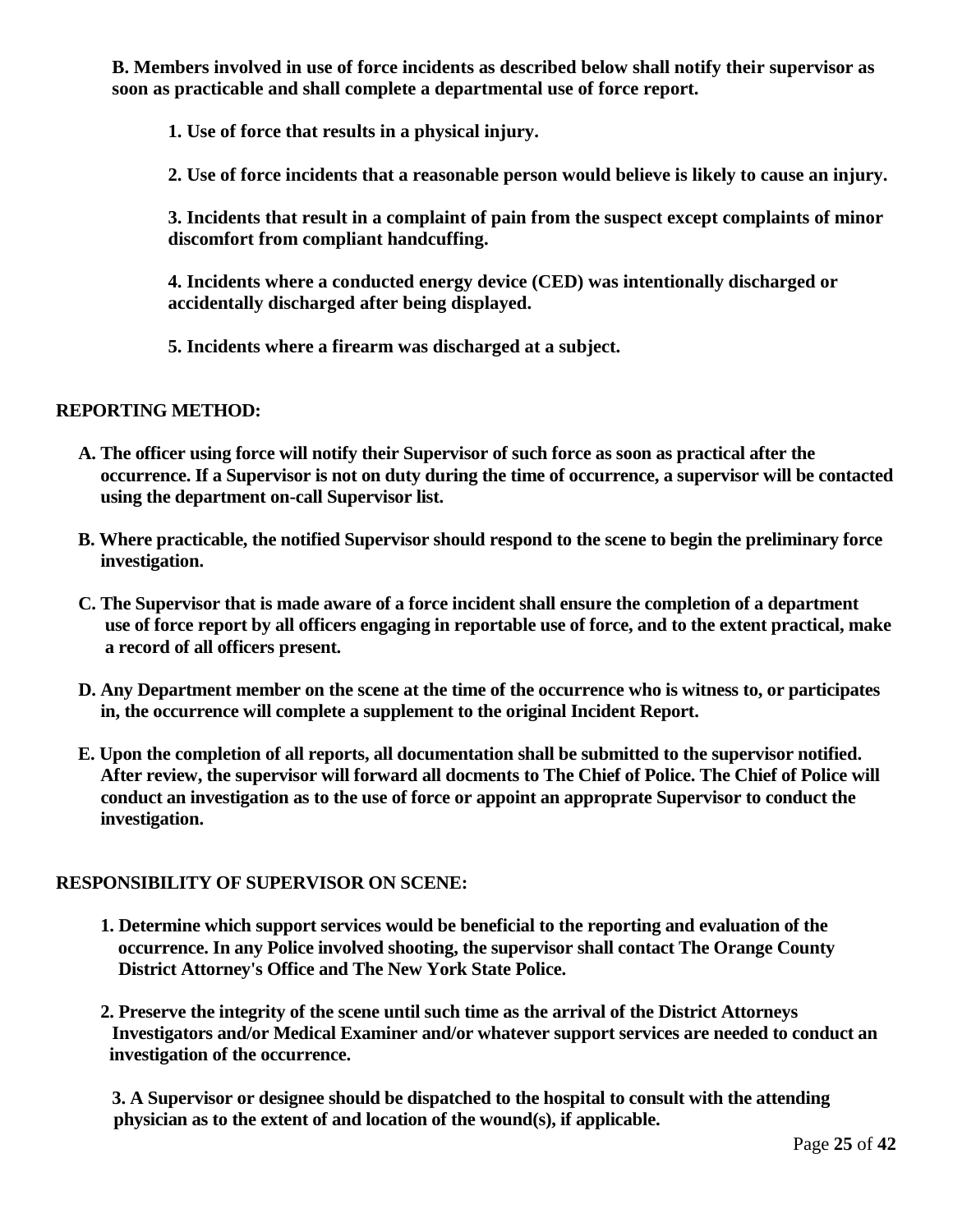**B. Members involved in use of force incidents as described below shall notify their supervisor as soon as practicable and shall complete a departmental use of force report.**

**1. Use of force that results in a physical injury.**

**2. Use of force incidents that a reasonable person would believe is likely to cause an injury.**

**3. Incidents that result in a complaint of pain from the suspect except complaints of minor discomfort from compliant handcuffing.**

**4. Incidents where a conducted energy device (CED) was intentionally discharged or accidentally discharged after being displayed.**

**5. Incidents where a firearm was discharged at a subject.**

**REPORTING METHOD:**

**A. The officer using force will notify their Supervisor of such force as soon as practical after the occurrence. If a Supervisor is not on duty during the time of occurrence, a supervisor will be contacted using the department on-call Supervisor list.**

**B. Where practicable, the notified Supervisor should respond to the scene to begin the preliminary force investigation.**

**C. The Supervisor that is made aware of a force incident shall ensure the completion of a department use of force report by all officers engaging in reportable use of force, and to the extent practical, make a record of all officers present.**

**D. Any Department member on the scene at the time of the occurrence who is witness to, or participates in, the occurrence will complete a supplement to the original Incident Report.**

**E. Upon the completion of all reports, all documentation shall be submitted to the supervisor notified. After review, the supervisor will forward all docments to The Chief of Police. The Chief of Police will conduct an investigation as to the use of force or appoint an approprate Supervisor to conduct the investigation.**

**RESPONSIBILITY OF SUPERVISOR ON SCENE:**

**1. Determine which support services would be beneficial to the reporting and evaluation of the occurrence. In any Police involved shooting, the supervisor shall contact The Orange County District Attorney's Office and The New York State Police.**

**2. Preserve the integrity of the scene until such time as the arrival of the District Attorneys Investigators and/or Medical Examiner and/or whatever support services are needed to conduct an investigation of the occurrence.**

**3. A Supervisor or designee should be dispatched to the hospital to consult with the attending physician as to the extent of and location of the wound(s), if applicable.**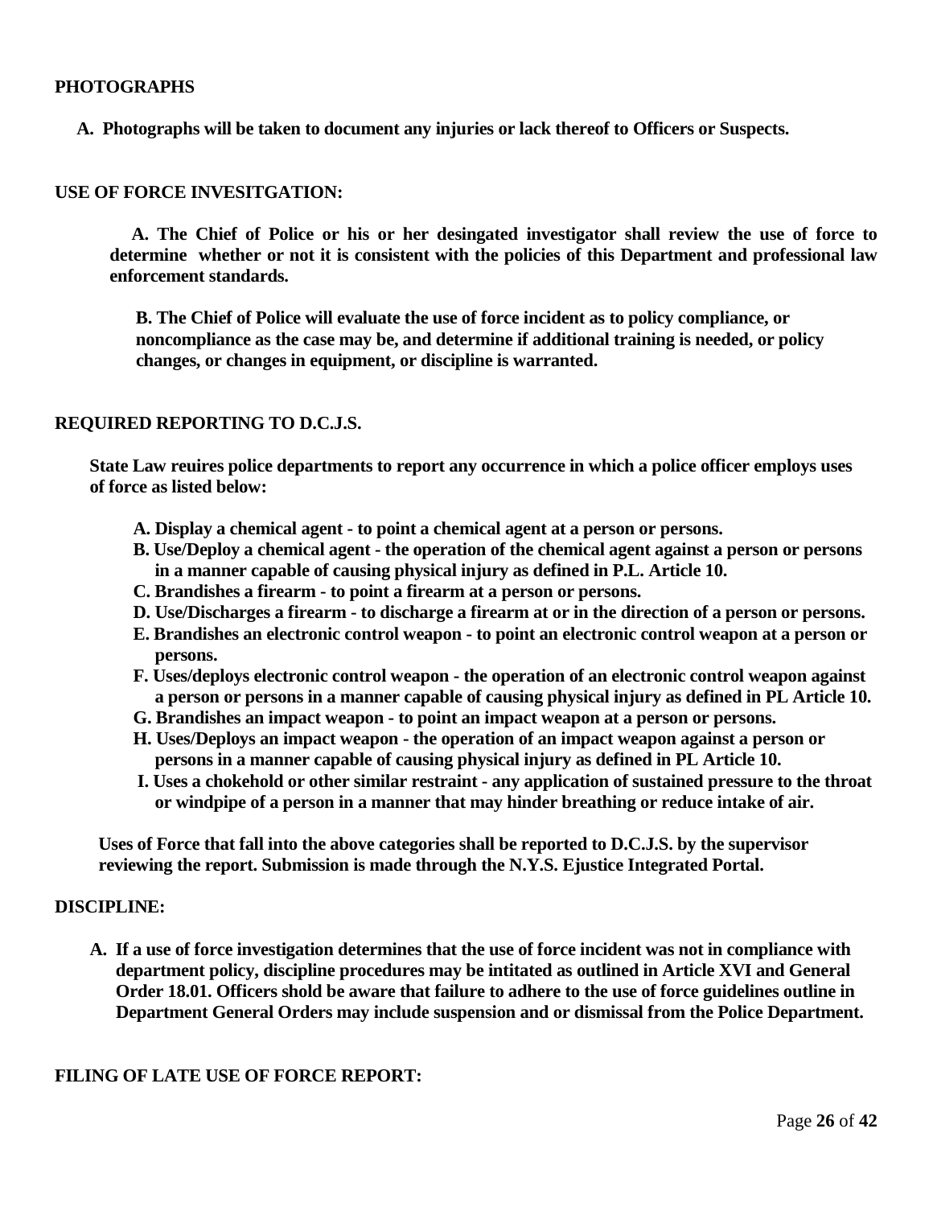**PHOTOGRAPHS**

**A. Photographs will be taken to document any injuries or lack thereof to Officers or Suspects.**

**USE OF FORCE INVESITGATION:**

**A. The Chief of Police or his or her desingated investigator shall review the use of force to determine whether or not it is consistent with the policies of this Department and professional law enforcement standards.**

**B. The Chief of Police will evaluate the use of force incident as to policy compliance, or noncompliance as the case may be, and determine if additional training is needed, or policy changes, or changes in equipment, or discipline is warranted.**

**REQUIRED REPORTING TO D.C.J.S.**

**State Law reuires police departments to report any occurrence in which a police officer employs uses of force as listed below:**

**A. Display a chemical agent - to point a chemical agent at a person or persons.**
**B. Use/Deploy a chemical agent - the operation of the chemical agent against a person or persons in a manner capable of causing physical injury as defined in P.L. Article 10.**
**C. Brandishes a firearm - to point a firearm at a person or persons.**
**D. Use/Discharges a firearm - to discharge a firearm at or in the direction of a person or persons.**
**E. Brandishes an electronic control weapon - to point an electronic control weapon at a person or persons.**
**F. Uses/deploys electronic control weapon - the operation of an electronic control weapon against a person or persons in a manner capable of causing physical injury as defined in PL Article 10.**
**G. Brandishes an impact weapon - to point an impact weapon at a person or persons.**
**H. Uses/Deploys an impact weapon - the operation of an impact weapon against a person or persons in a manner capable of causing physical injury as defined in PL Article 10.**
**I. Uses a chokehold or other similar restraint - any application of sustained pressure to the throat or windpipe of a person in a manner that may hinder breathing or reduce intake of air.**

**Uses of Force that fall into the above categories shall be reported to D.C.J.S. by the supervisor reviewing the report. Submission is made through the N.Y.S. Ejustice Integrated Portal.**

**DISCIPLINE:**

**A. If a use of force investigation determines that the use of force incident was not in compliance with department policy, discipline procedures may be intitated as outlined in Article XVI and General Order 18.01. Officers shold be aware that failure to adhere to the use of force guidelines outline in Department General Orders may include suspension and or dismissal from the Police Department.**

**FILING OF LATE USE OF FORCE REPORT:**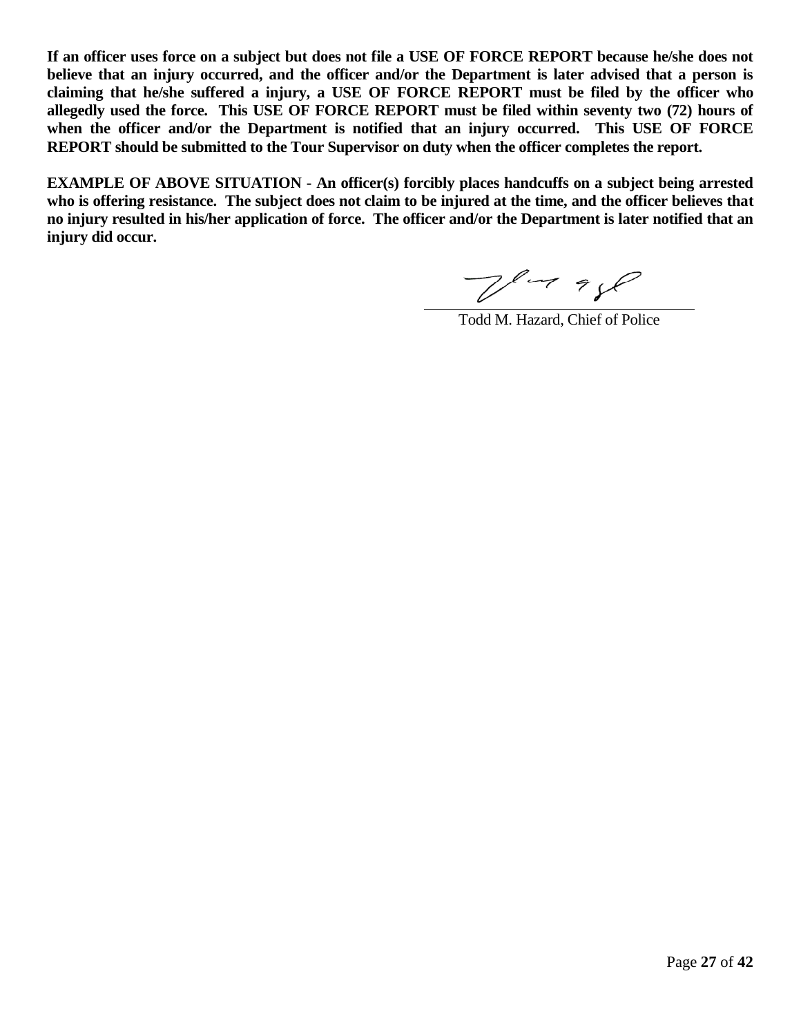**If an officer uses force on a subject but does not file a USE OF FORCE REPORT because he/she does not believe that an injury occurred, and the officer and/or the Department is later advised that a person is claiming that he/she suffered a injury, a USE OF FORCE REPORT must be filed by the officer who allegedly used the force. This USE OF FORCE REPORT must be filed within seventy two (72) hours of when the officer and/or the Department is notified that an injury occurred. This USE OF FORCE REPORT should be submitted to the Tour Supervisor on duty when the officer completes the report.**

**EXAMPLE OF ABOVE SITUATION - An officer(s) forcibly places handcuffs on a subject being arrested who is offering resistance. The subject does not claim to be injured at the time, and the officer believes that no injury resulted in his/her application of force. The officer and/or the Department is later notified that an injury did occur.**

Todd M. Hazard, Chief of Police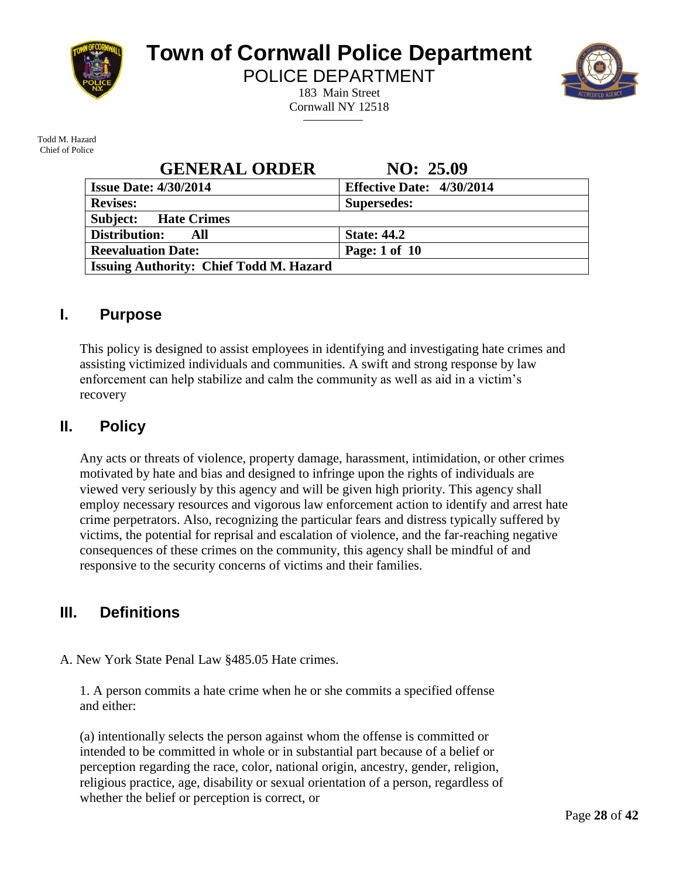# Town of Cornwall Police Department

POLICE DEPARTMENT

183 Main Street
Cornwall NY 12518

Todd M. Hazard
Chief of Police

## GENERAL ORDER NO: 25.09

| **Issue Date: 4/30/2014** | **Effective Date: 4/30/2014** |
|---|---|
| **Revises:** | **Supersedes:** |
| **Subject: Hate Crimes** | |
| **Distribution: All** | **State: 44.2** |
| **Reevaluation Date:** | **Page: 1 of 10** |
| **Issuing Authority: Chief Todd M. Hazard** | |

## I. Purpose

This policy is designed to assist employees in identifying and investigating hate crimes and assisting victimized individuals and communities. A swift and strong response by law enforcement can help stabilize and calm the community as well as aid in a victim's recovery

## II. Policy

Any acts or threats of violence, property damage, harassment, intimidation, or other crimes motivated by hate and bias and designed to infringe upon the rights of individuals are viewed very seriously by this agency and will be given high priority. This agency shall employ necessary resources and vigorous law enforcement action to identify and arrest hate crime perpetrators. Also, recognizing the particular fears and distress typically suffered by victims, the potential for reprisal and escalation of violence, and the far-reaching negative consequences of these crimes on the community, this agency shall be mindful of and responsive to the security concerns of victims and their families.

## III. Definitions

A. New York State Penal Law §485.05 Hate crimes.

1. A person commits a hate crime when he or she commits a specified offense and either:

(a) intentionally selects the person against whom the offense is committed or intended to be committed in whole or in substantial part because of a belief or perception regarding the race, color, national origin, ancestry, gender, religion, religious practice, age, disability or sexual orientation of a person, regardless of whether the belief or perception is correct, or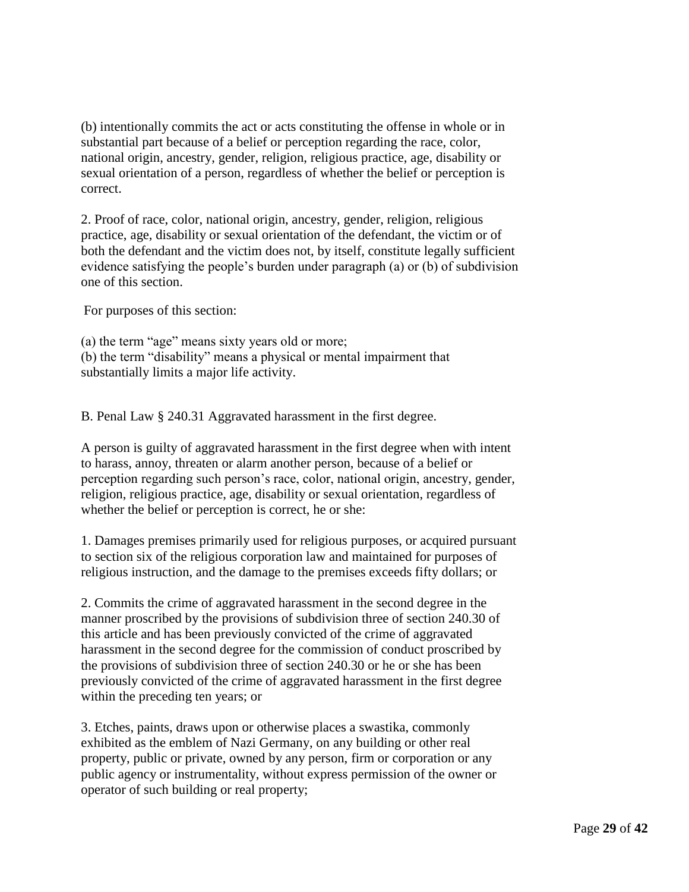(b) intentionally commits the act or acts constituting the offense in whole or in substantial part because of a belief or perception regarding the race, color, national origin, ancestry, gender, religion, religious practice, age, disability or sexual orientation of a person, regardless of whether the belief or perception is correct.

2. Proof of race, color, national origin, ancestry, gender, religion, religious practice, age, disability or sexual orientation of the defendant, the victim or of both the defendant and the victim does not, by itself, constitute legally sufficient evidence satisfying the people's burden under paragraph (a) or (b) of subdivision one of this section.

For purposes of this section:

(a) the term "age" means sixty years old or more;
(b) the term "disability" means a physical or mental impairment that substantially limits a major life activity.

B. Penal Law § 240.31 Aggravated harassment in the first degree.

A person is guilty of aggravated harassment in the first degree when with intent to harass, annoy, threaten or alarm another person, because of a belief or perception regarding such person's race, color, national origin, ancestry, gender, religion, religious practice, age, disability or sexual orientation, regardless of whether the belief or perception is correct, he or she:

1. Damages premises primarily used for religious purposes, or acquired pursuant to section six of the religious corporation law and maintained for purposes of religious instruction, and the damage to the premises exceeds fifty dollars; or

2. Commits the crime of aggravated harassment in the second degree in the manner proscribed by the provisions of subdivision three of section 240.30 of this article and has been previously convicted of the crime of aggravated harassment in the second degree for the commission of conduct proscribed by the provisions of subdivision three of section 240.30 or he or she has been previously convicted of the crime of aggravated harassment in the first degree within the preceding ten years; or

3. Etches, paints, draws upon or otherwise places a swastika, commonly exhibited as the emblem of Nazi Germany, on any building or other real property, public or private, owned by any person, firm or corporation or any public agency or instrumentality, without express permission of the owner or operator of such building or real property;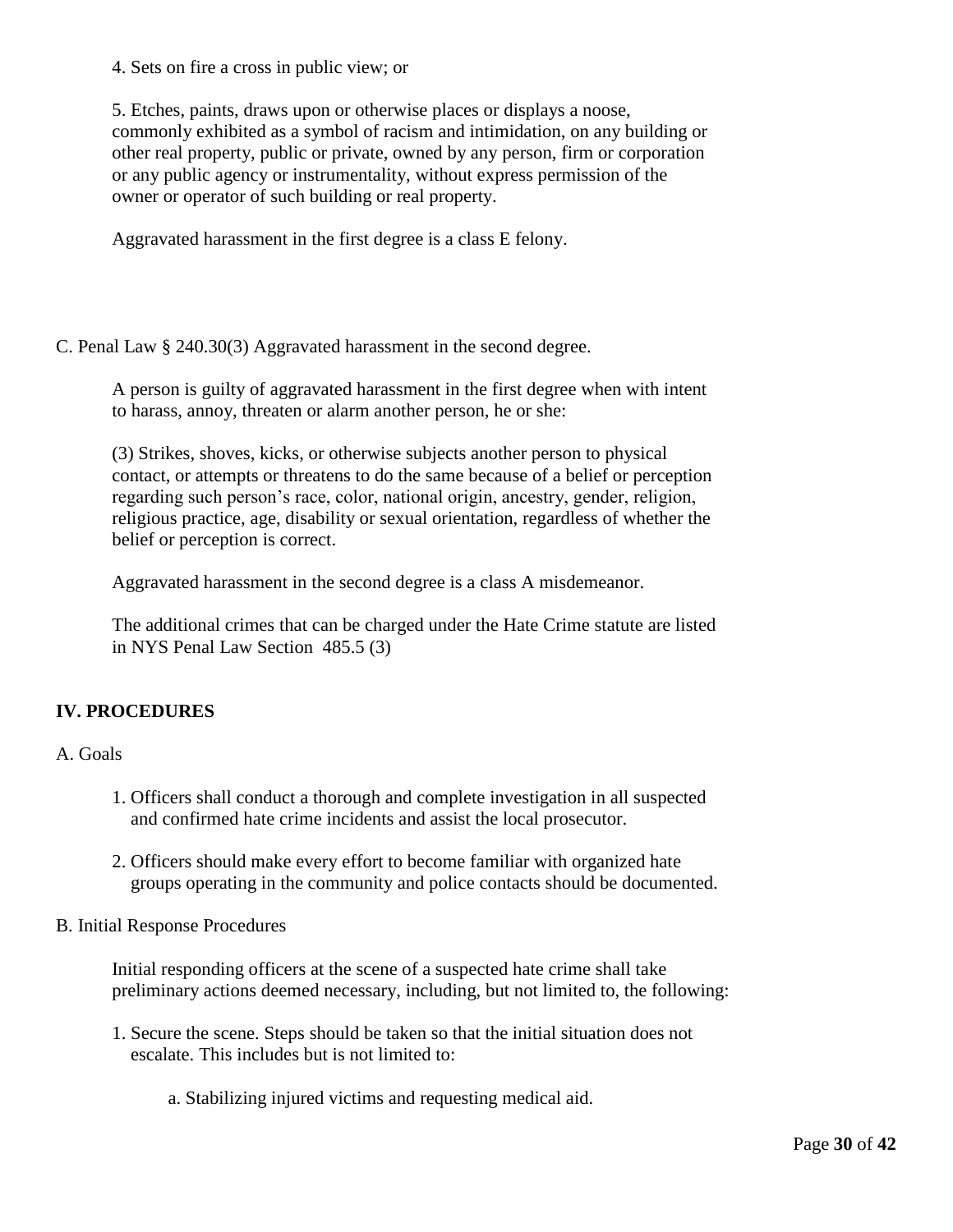4. Sets on fire a cross in public view; or

5. Etches, paints, draws upon or otherwise places or displays a noose, commonly exhibited as a symbol of racism and intimidation, on any building or other real property, public or private, owned by any person, firm or corporation or any public agency or instrumentality, without express permission of the owner or operator of such building or real property.

Aggravated harassment in the first degree is a class E felony.

C. Penal Law § 240.30(3) Aggravated harassment in the second degree.

A person is guilty of aggravated harassment in the first degree when with intent to harass, annoy, threaten or alarm another person, he or she:

(3) Strikes, shoves, kicks, or otherwise subjects another person to physical contact, or attempts or threatens to do the same because of a belief or perception regarding such person's race, color, national origin, ancestry, gender, religion, religious practice, age, disability or sexual orientation, regardless of whether the belief or perception is correct.

Aggravated harassment in the second degree is a class A misdemeanor.

The additional crimes that can be charged under the Hate Crime statute are listed in NYS Penal Law Section 485.5 (3)

**IV. PROCEDURES**

A. Goals

1. Officers shall conduct a thorough and complete investigation in all suspected and confirmed hate crime incidents and assist the local prosecutor.
2. Officers should make every effort to become familiar with organized hate groups operating in the community and police contacts should be documented.

B. Initial Response Procedures

Initial responding officers at the scene of a suspected hate crime shall take preliminary actions deemed necessary, including, but not limited to, the following:

1. Secure the scene. Steps should be taken so that the initial situation does not escalate. This includes but is not limited to:
   
   a. Stabilizing injured victims and requesting medical aid.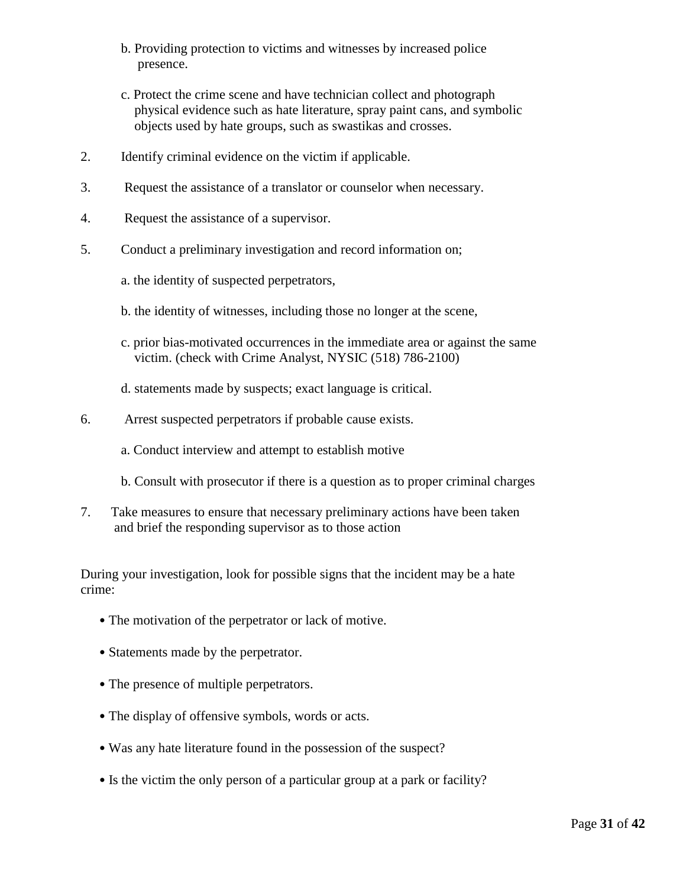b. Providing protection to victims and witnesses by increased police presence.

c. Protect the crime scene and have technician collect and photograph physical evidence such as hate literature, spray paint cans, and symbolic objects used by hate groups, such as swastikas and crosses.

2. Identify criminal evidence on the victim if applicable.

3. Request the assistance of a translator or counselor when necessary.

4. Request the assistance of a supervisor.

5. Conduct a preliminary investigation and record information on;

   a. the identity of suspected perpetrators,

   b. the identity of witnesses, including those no longer at the scene,

   c. prior bias-motivated occurrences in the immediate area or against the same victim. (check with Crime Analyst, NYSIC (518) 786-2100)

   d. statements made by suspects; exact language is critical.

6. Arrest suspected perpetrators if probable cause exists.

   a. Conduct interview and attempt to establish motive

   b. Consult with prosecutor if there is a question as to proper criminal charges

7. Take measures to ensure that necessary preliminary actions have been taken and brief the responding supervisor as to those action

During your investigation, look for possible signs that the incident may be a hate crime:

- The motivation of the perpetrator or lack of motive.
- Statements made by the perpetrator.
- The presence of multiple perpetrators.
- The display of offensive symbols, words or acts.
- Was any hate literature found in the possession of the suspect?
- Is the victim the only person of a particular group at a park or facility?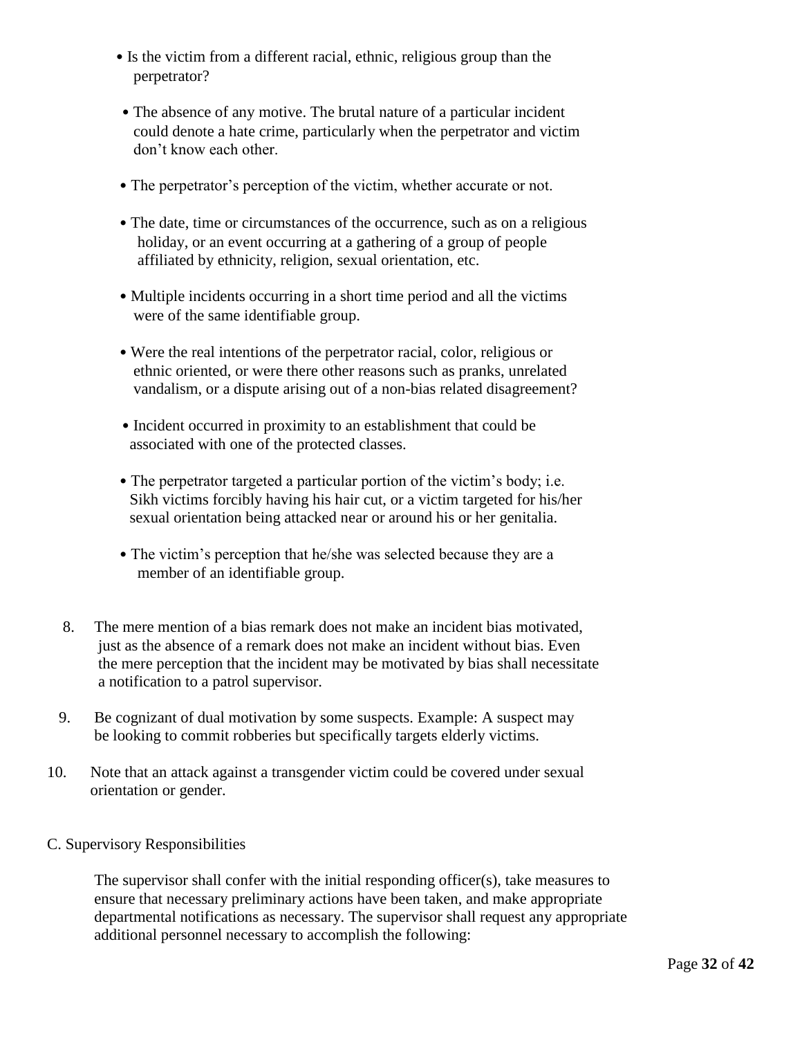- Is the victim from a different racial, ethnic, religious group than the perpetrator?

- The absence of any motive. The brutal nature of a particular incident could denote a hate crime, particularly when the perpetrator and victim don't know each other.

- The perpetrator's perception of the victim, whether accurate or not.

- The date, time or circumstances of the occurrence, such as on a religious holiday, or an event occurring at a gathering of a group of people affiliated by ethnicity, religion, sexual orientation, etc.

- Multiple incidents occurring in a short time period and all the victims were of the same identifiable group.

- Were the real intentions of the perpetrator racial, color, religious or ethnic oriented, or were there other reasons such as pranks, unrelated vandalism, or a dispute arising out of a non-bias related disagreement?

- Incident occurred in proximity to an establishment that could be associated with one of the protected classes.

- The perpetrator targeted a particular portion of the victim's body; i.e. Sikh victims forcibly having his hair cut, or a victim targeted for his/her sexual orientation being attacked near or around his or her genitalia.

- The victim's perception that he/she was selected because they are a member of an identifiable group.

8. The mere mention of a bias remark does not make an incident bias motivated, just as the absence of a remark does not make an incident without bias. Even the mere perception that the incident may be motivated by bias shall necessitate a notification to a patrol supervisor.

9. Be cognizant of dual motivation by some suspects. Example: A suspect may be looking to commit robberies but specifically targets elderly victims.

10. Note that an attack against a transgender victim could be covered under sexual orientation or gender.

C. Supervisory Responsibilities

The supervisor shall confer with the initial responding officer(s), take measures to ensure that necessary preliminary actions have been taken, and make appropriate departmental notifications as necessary. The supervisor shall request any appropriate additional personnel necessary to accomplish the following: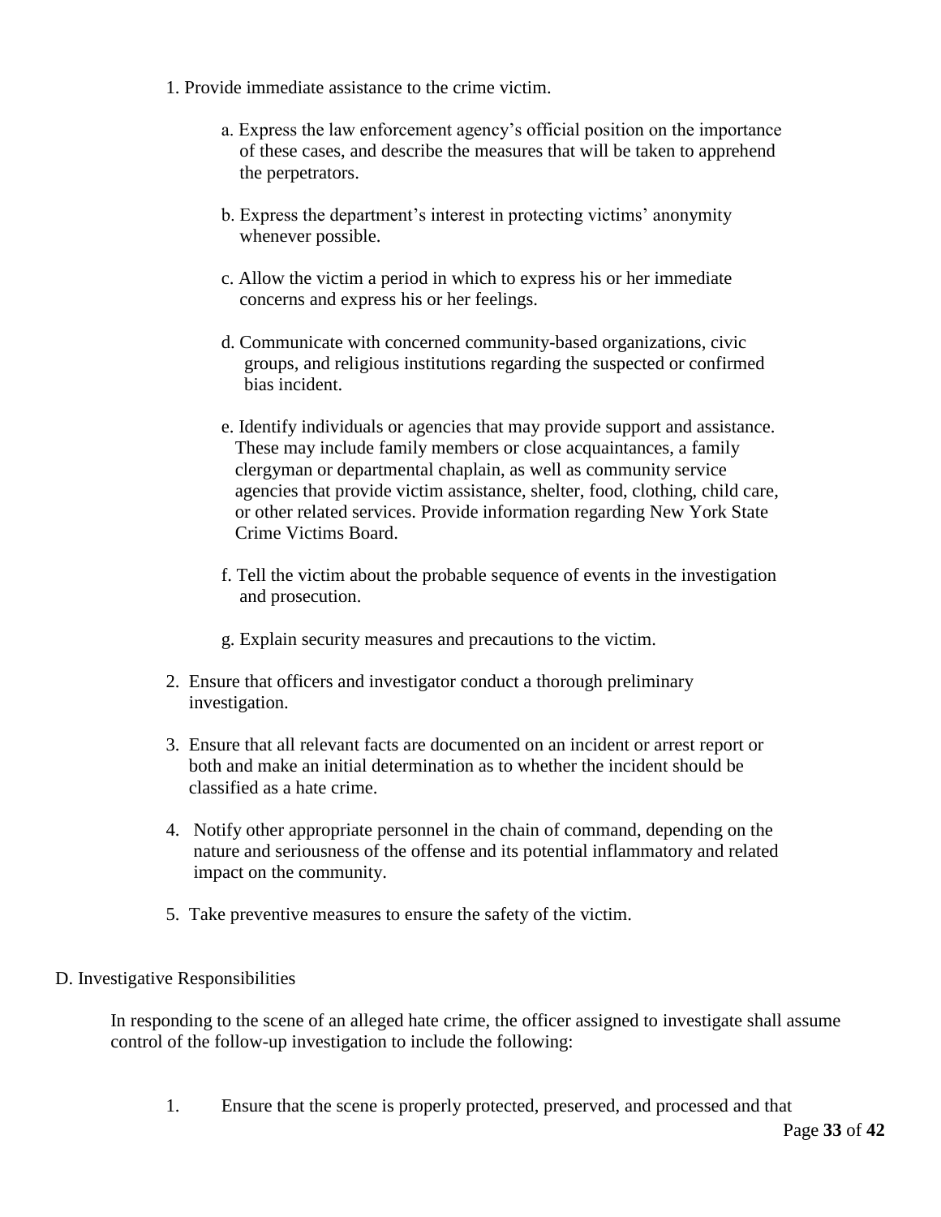1. Provide immediate assistance to the crime victim.

    a. Express the law enforcement agency's official position on the importance of these cases, and describe the measures that will be taken to apprehend the perpetrators.

    b. Express the department's interest in protecting victims' anonymity whenever possible.

    c. Allow the victim a period in which to express his or her immediate concerns and express his or her feelings.

    d. Communicate with concerned community-based organizations, civic groups, and religious institutions regarding the suspected or confirmed bias incident.

    e. Identify individuals or agencies that may provide support and assistance. These may include family members or close acquaintances, a family clergyman or departmental chaplain, as well as community service agencies that provide victim assistance, shelter, food, clothing, child care, or other related services. Provide information regarding New York State Crime Victims Board.

    f. Tell the victim about the probable sequence of events in the investigation and prosecution.

    g. Explain security measures and precautions to the victim.

2. Ensure that officers and investigator conduct a thorough preliminary investigation.

3. Ensure that all relevant facts are documented on an incident or arrest report or both and make an initial determination as to whether the incident should be classified as a hate crime.

4. Notify other appropriate personnel in the chain of command, depending on the nature and seriousness of the offense and its potential inflammatory and related impact on the community.

5. Take preventive measures to ensure the safety of the victim.

D. Investigative Responsibilities

In responding to the scene of an alleged hate crime, the officer assigned to investigate shall assume control of the follow-up investigation to include the following:

1. Ensure that the scene is properly protected, preserved, and processed and that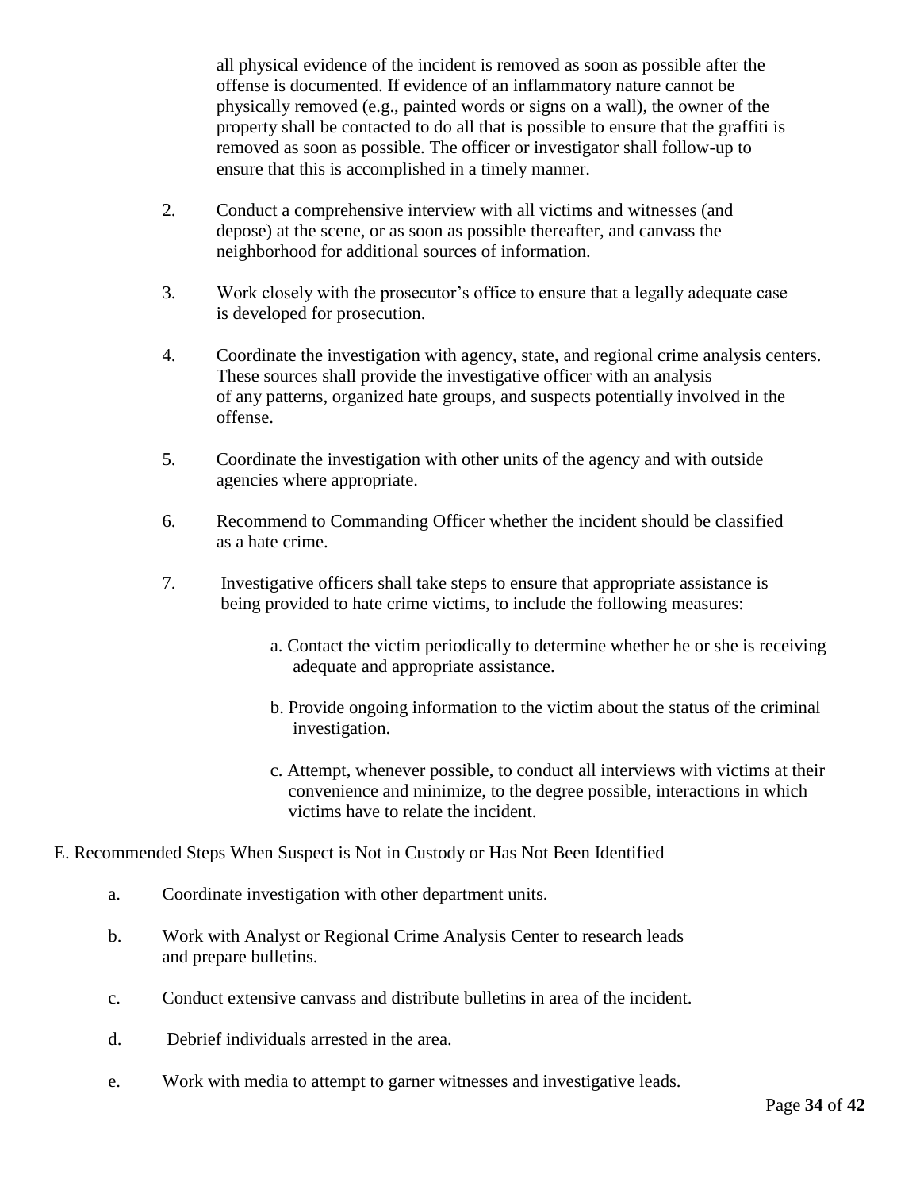all physical evidence of the incident is removed as soon as possible after the offense is documented. If evidence of an inflammatory nature cannot be physically removed (e.g., painted words or signs on a wall), the owner of the property shall be contacted to do all that is possible to ensure that the graffiti is removed as soon as possible. The officer or investigator shall follow-up to ensure that this is accomplished in a timely manner.

2. Conduct a comprehensive interview with all victims and witnesses (and depose) at the scene, or as soon as possible thereafter, and canvass the neighborhood for additional sources of information.

3. Work closely with the prosecutor's office to ensure that a legally adequate case is developed for prosecution.

4. Coordinate the investigation with agency, state, and regional crime analysis centers. These sources shall provide the investigative officer with an analysis of any patterns, organized hate groups, and suspects potentially involved in the offense.

5. Coordinate the investigation with other units of the agency and with outside agencies where appropriate.

6. Recommend to Commanding Officer whether the incident should be classified as a hate crime.

7. Investigative officers shall take steps to ensure that appropriate assistance is being provided to hate crime victims, to include the following measures:

   a. Contact the victim periodically to determine whether he or she is receiving adequate and appropriate assistance.

   b. Provide ongoing information to the victim about the status of the criminal investigation.

   c. Attempt, whenever possible, to conduct all interviews with victims at their convenience and minimize, to the degree possible, interactions in which victims have to relate the incident.

E. Recommended Steps When Suspect is Not in Custody or Has Not Been Identified

a. Coordinate investigation with other department units.

b. Work with Analyst or Regional Crime Analysis Center to research leads and prepare bulletins.

c. Conduct extensive canvass and distribute bulletins in area of the incident.

d. Debrief individuals arrested in the area.

e. Work with media to attempt to garner witnesses and investigative leads.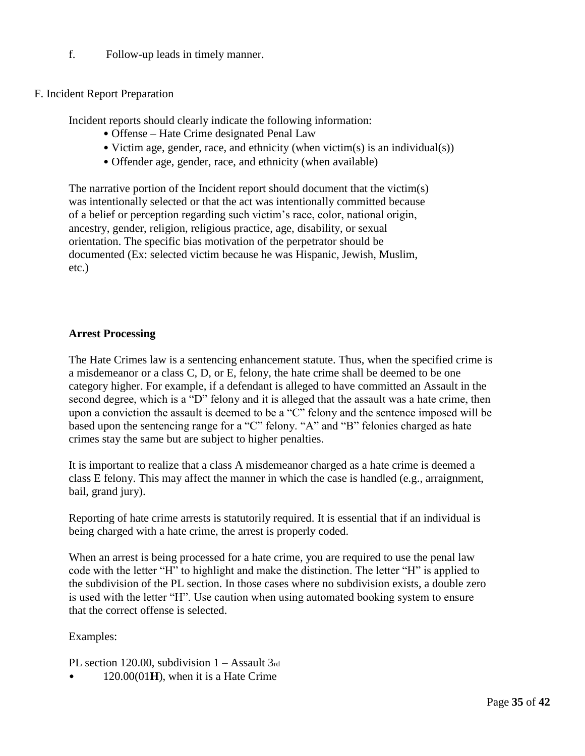f. Follow-up leads in timely manner.

F. Incident Report Preparation

Incident reports should clearly indicate the following information:

- Offense – Hate Crime designated Penal Law
- Victim age, gender, race, and ethnicity (when victim(s) is an individual(s))
- Offender age, gender, race, and ethnicity (when available)

The narrative portion of the Incident report should document that the victim(s) was intentionally selected or that the act was intentionally committed because of a belief or perception regarding such victim's race, color, national origin, ancestry, gender, religion, religious practice, age, disability, or sexual orientation. The specific bias motivation of the perpetrator should be documented (Ex: selected victim because he was Hispanic, Jewish, Muslim, etc.)

**Arrest Processing**

The Hate Crimes law is a sentencing enhancement statute. Thus, when the specified crime is a misdemeanor or a class C, D, or E, felony, the hate crime shall be deemed to be one category higher. For example, if a defendant is alleged to have committed an Assault in the second degree, which is a "D" felony and it is alleged that the assault was a hate crime, then upon a conviction the assault is deemed to be a "C" felony and the sentence imposed will be based upon the sentencing range for a "C" felony. "A" and "B" felonies charged as hate crimes stay the same but are subject to higher penalties.

It is important to realize that a class A misdemeanor charged as a hate crime is deemed a class E felony. This may affect the manner in which the case is handled (e.g., arraignment, bail, grand jury).

Reporting of hate crime arrests is statutorily required. It is essential that if an individual is being charged with a hate crime, the arrest is properly coded.

When an arrest is being processed for a hate crime, you are required to use the penal law code with the letter "H" to highlight and make the distinction. The letter "H" is applied to the subdivision of the PL section. In those cases where no subdivision exists, a double zero is used with the letter "H". Use caution when using automated booking system to ensure that the correct offense is selected.

Examples:

PL section 120.00, subdivision 1 – Assault 3rd

- 120.00(01**H**), when it is a Hate Crime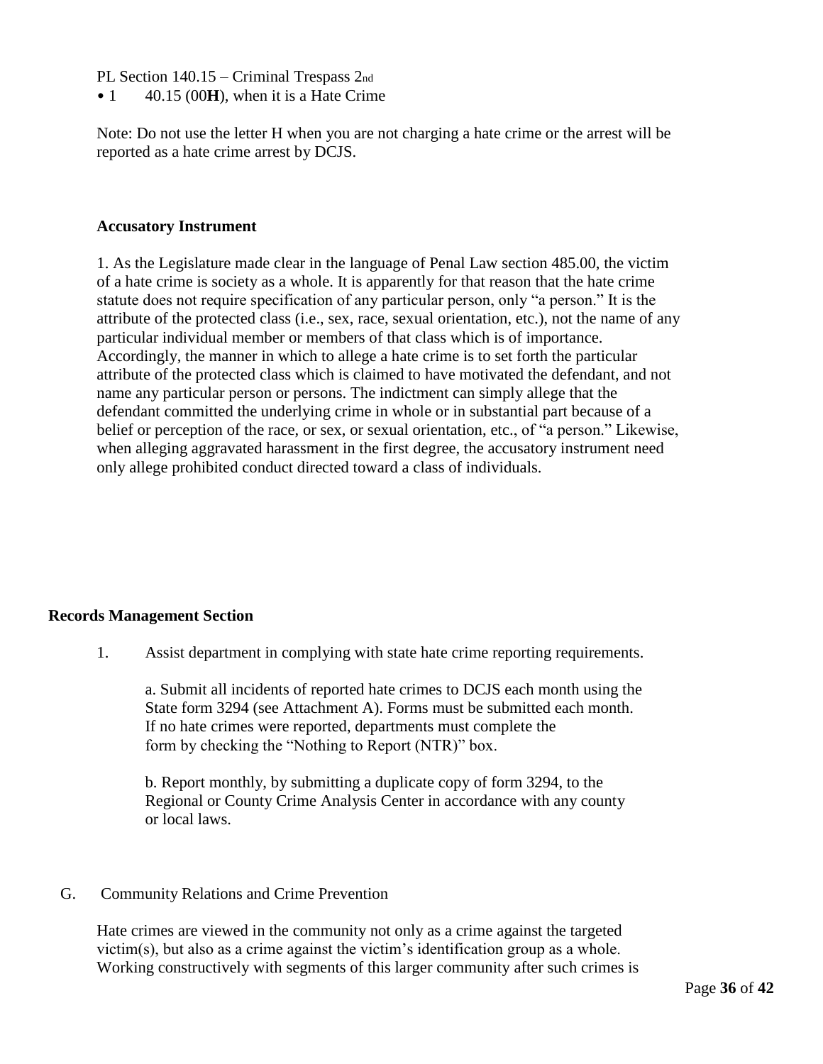PL Section 140.15 – Criminal Trespass 2nd

- 140.15 (00**H**), when it is a Hate Crime

Note: Do not use the letter H when you are not charging a hate crime or the arrest will be reported as a hate crime arrest by DCJS.

**Accusatory Instrument**

1. As the Legislature made clear in the language of Penal Law section 485.00, the victim of a hate crime is society as a whole. It is apparently for that reason that the hate crime statute does not require specification of any particular person, only "a person." It is the attribute of the protected class (i.e., sex, race, sexual orientation, etc.), not the name of any particular individual member or members of that class which is of importance. Accordingly, the manner in which to allege a hate crime is to set forth the particular attribute of the protected class which is claimed to have motivated the defendant, and not name any particular person or persons. The indictment can simply allege that the defendant committed the underlying crime in whole or in substantial part because of a belief or perception of the race, or sex, or sexual orientation, etc., of "a person." Likewise, when alleging aggravated harassment in the first degree, the accusatory instrument need only allege prohibited conduct directed toward a class of individuals.

**Records Management Section**

1. Assist department in complying with state hate crime reporting requirements.

   a. Submit all incidents of reported hate crimes to DCJS each month using the State form 3294 (see Attachment A). Forms must be submitted each month. If no hate crimes were reported, departments must complete the form by checking the "Nothing to Report (NTR)" box.

   b. Report monthly, by submitting a duplicate copy of form 3294, to the Regional or County Crime Analysis Center in accordance with any county or local laws.

G. Community Relations and Crime Prevention

Hate crimes are viewed in the community not only as a crime against the targeted victim(s), but also as a crime against the victim's identification group as a whole. Working constructively with segments of this larger community after such crimes is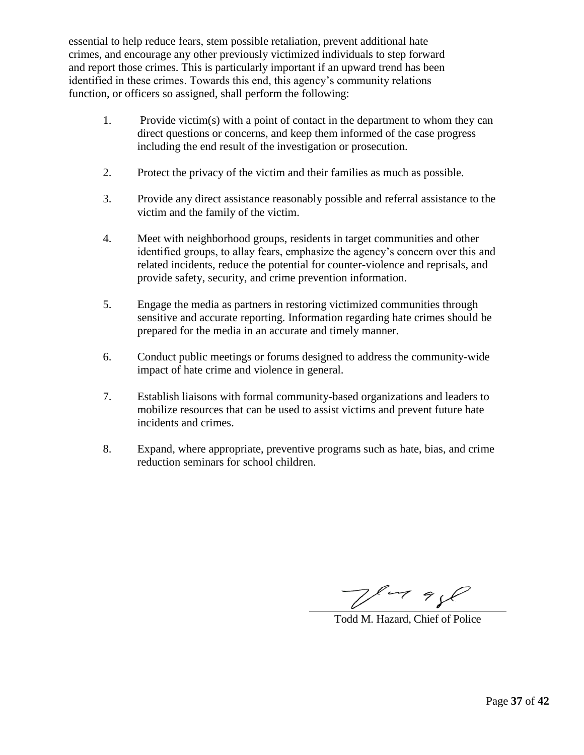essential to help reduce fears, stem possible retaliation, prevent additional hate crimes, and encourage any other previously victimized individuals to step forward and report those crimes. This is particularly important if an upward trend has been identified in these crimes. Towards this end, this agency's community relations function, or officers so assigned, shall perform the following:

1. Provide victim(s) with a point of contact in the department to whom they can direct questions or concerns, and keep them informed of the case progress including the end result of the investigation or prosecution.
2. Protect the privacy of the victim and their families as much as possible.
3. Provide any direct assistance reasonably possible and referral assistance to the victim and the family of the victim.
4. Meet with neighborhood groups, residents in target communities and other identified groups, to allay fears, emphasize the agency's concern over this and related incidents, reduce the potential for counter-violence and reprisals, and provide safety, security, and crime prevention information.
5. Engage the media as partners in restoring victimized communities through sensitive and accurate reporting. Information regarding hate crimes should be prepared for the media in an accurate and timely manner.
6. Conduct public meetings or forums designed to address the community-wide impact of hate crime and violence in general.
7. Establish liaisons with formal community-based organizations and leaders to mobilize resources that can be used to assist victims and prevent future hate incidents and crimes.
8. Expand, where appropriate, preventive programs such as hate, bias, and crime reduction seminars for school children.

Todd M. Hazard, Chief of Police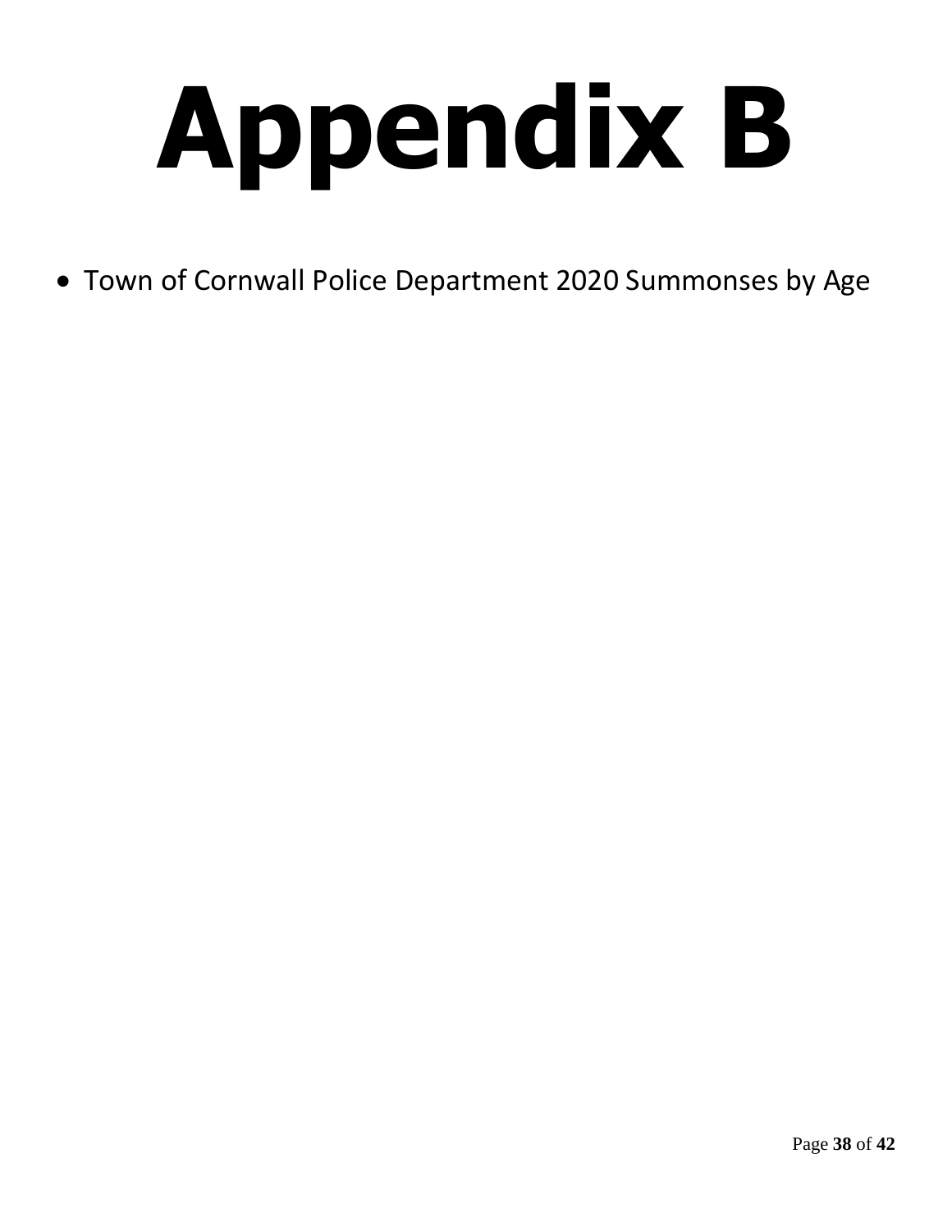# Appendix B

- Town of Cornwall Police Department 2020 Summonses by Age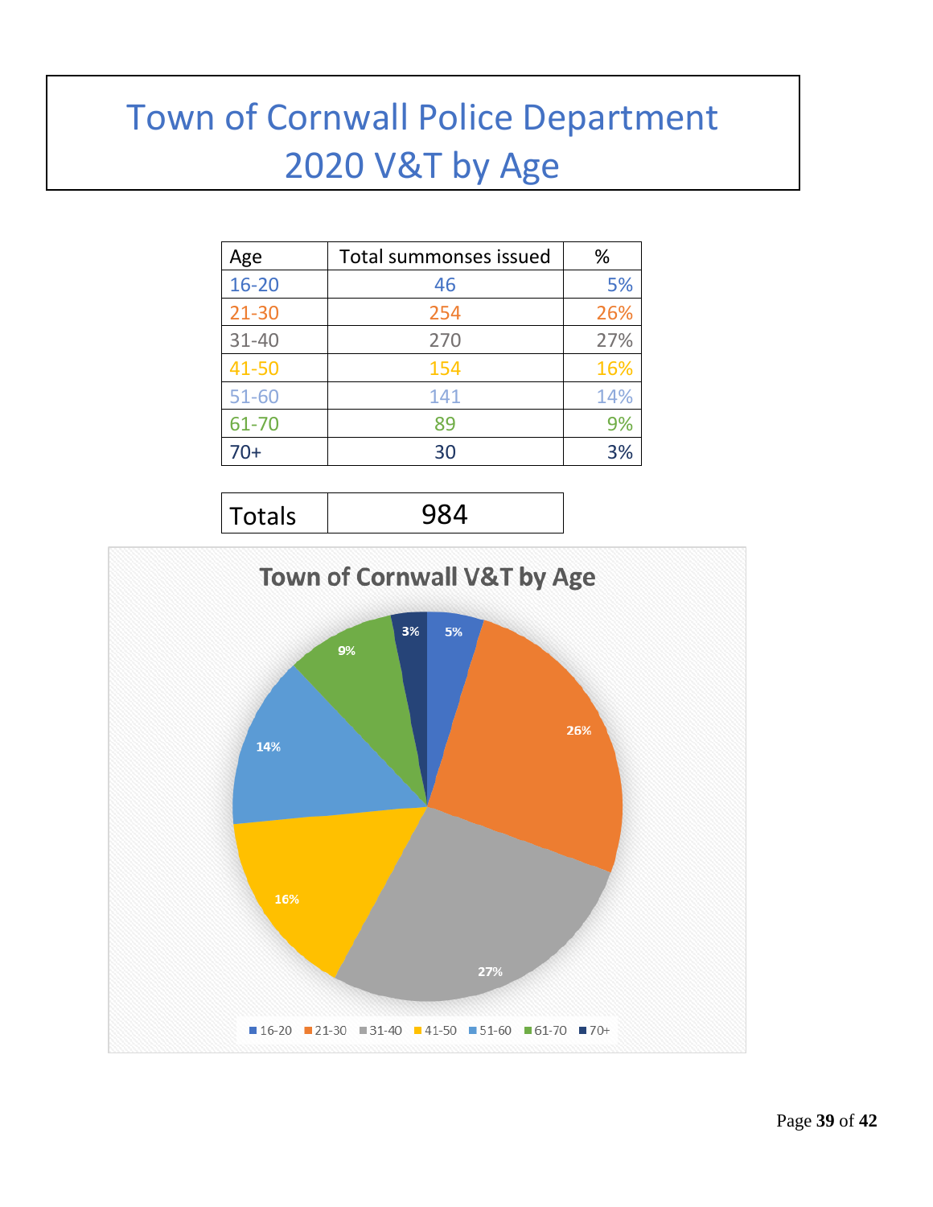# Town of Cornwall Police Department
# 2020 V&T by Age

| Age | Total summonses issued | % |
|---|---|---|
| 16-20 | 46 | 5% |
| 21-30 | 254 | 26% |
| 31-40 | 270 | 27% |
| 41-50 | 154 | 16% |
| 51-60 | 141 | 14% |
| 61-70 | 89 | 9% |
| 70+ | 30 | 3% |

| Totals | 984 |
|---|---|

**Town of Cornwall V&T by Age**

16-20: 5% | 21-30: 26% | 31-40: 27% | 41-50: 16% | 51-60: 14% | 61-70: 9% | 70+: 3%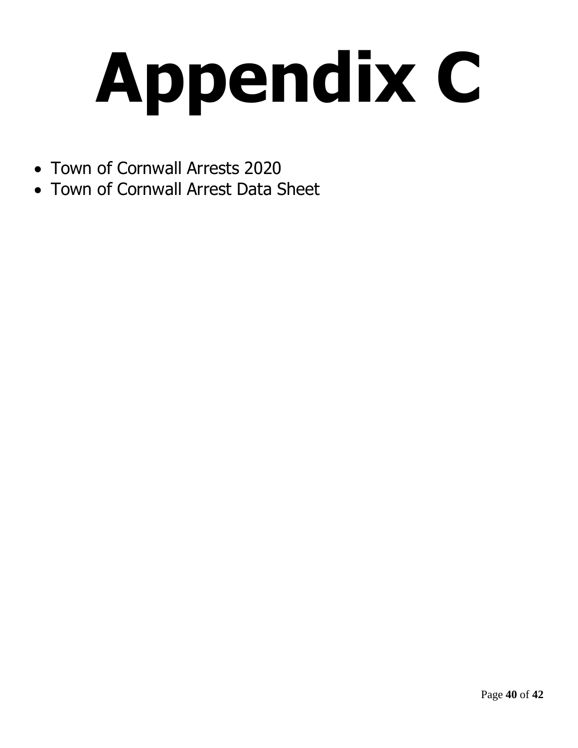# Appendix C

- Town of Cornwall Arrests 2020
- Town of Cornwall Arrest Data Sheet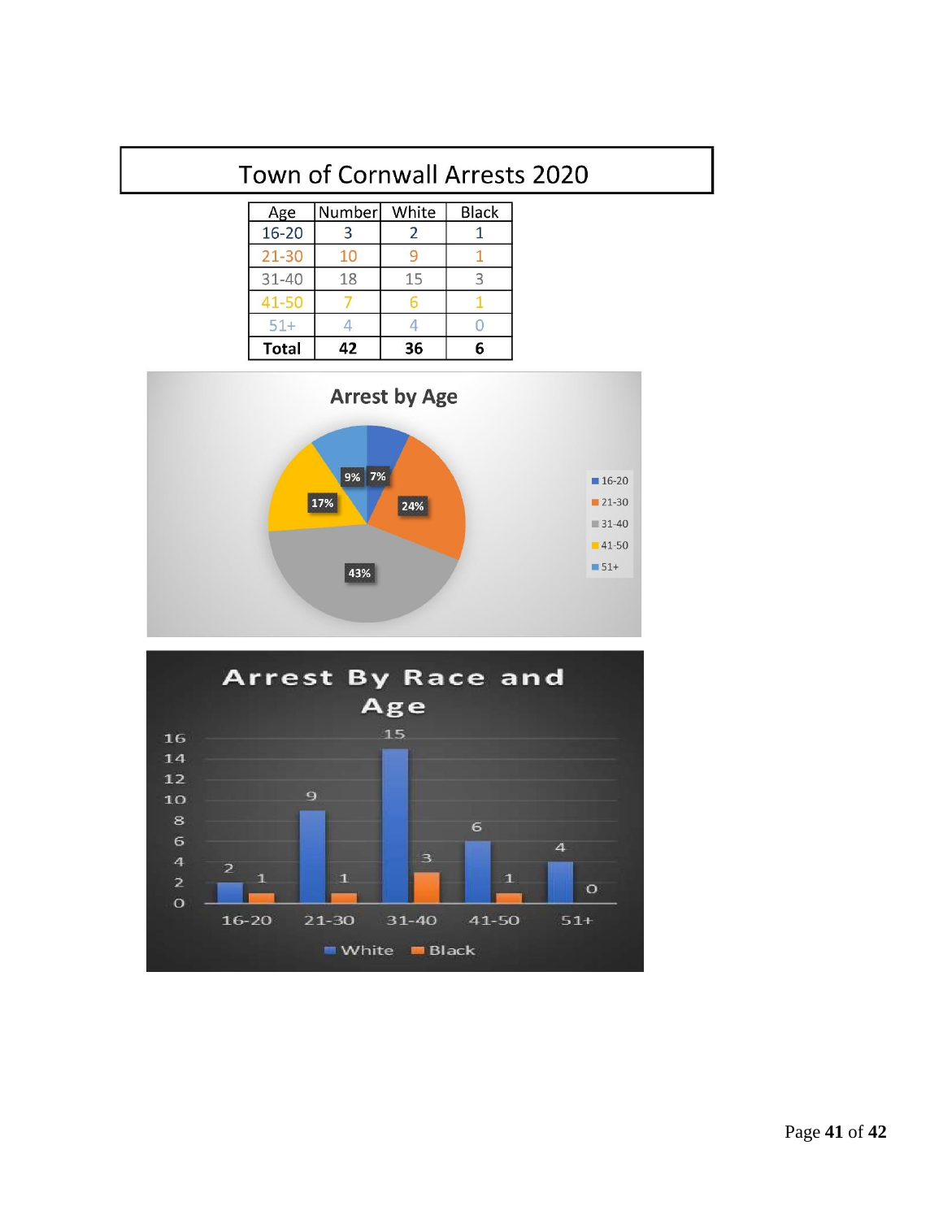# Town of Cornwall Arrests 2020

| Age | Number | White | Black |
|---|---|---|---|
| 16-20 | 3 | 2 | 1 |
| 21-30 | 10 | 9 | 1 |
| 31-40 | 18 | 15 | 3 |
| 41-50 | 7 | 6 | 1 |
| 51+ | 4 | 4 | 0 |
| **Total** | **42** | **36** | **6** |

**Arrest by Age**

| Age | Percent |
|---|---|
| 16-20 | 7% |
| 21-30 | 24% |
| 31-40 | 43% |
| 41-50 | 17% |
| 51+ | 9% |

**Arrest By Race and Age**

| Age | White | Black |
|---|---|---|
| 16-20 | 2 | 1 |
| 21-30 | 9 | 1 |
| 31-40 | 15 | 3 |
| 41-50 | 6 | 1 |
| 51+ | 4 | 0 |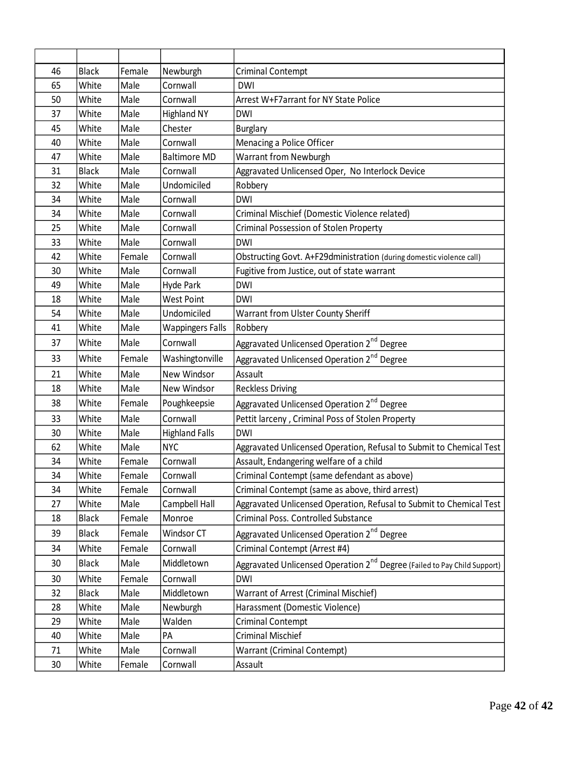| | | | | |
|---|---|---|---|---|
| 46 | Black | Female | Newburgh | Criminal Contempt |
| 65 | White | Male | Cornwall | DWI |
| 50 | White | Male | Cornwall | Arrest W+F7arrant for NY State Police |
| 37 | White | Male | Highland NY | DWI |
| 45 | White | Male | Chester | Burglary |
| 40 | White | Male | Cornwall | Menacing a Police Officer |
| 47 | White | Male | Baltimore MD | Warrant from Newburgh |
| 31 | Black | Male | Cornwall | Aggravated Unlicensed Oper, No Interlock Device |
| 32 | White | Male | Undomiciled | Robbery |
| 34 | White | Male | Cornwall | DWI |
| 34 | White | Male | Cornwall | Criminal Mischief (Domestic Violence related) |
| 25 | White | Male | Cornwall | Criminal Possession of Stolen Property |
| 33 | White | Male | Cornwall | DWI |
| 42 | White | Female | Cornwall | Obstructing Govt. A+F29dministration (during domestic violence call) |
| 30 | White | Male | Cornwall | Fugitive from Justice, out of state warrant |
| 49 | White | Male | Hyde Park | DWI |
| 18 | White | Male | West Point | DWI |
| 54 | White | Male | Undomiciled | Warrant from Ulster County Sheriff |
| 41 | White | Male | Wappingers Falls | Robbery |
| 37 | White | Male | Cornwall | Aggravated Unlicensed Operation 2nd Degree |
| 33 | White | Female | Washingtonville | Aggravated Unlicensed Operation 2nd Degree |
| 21 | White | Male | New Windsor | Assault |
| 18 | White | Male | New Windsor | Reckless Driving |
| 38 | White | Female | Poughkeepsie | Aggravated Unlicensed Operation 2nd Degree |
| 33 | White | Male | Cornwall | Pettit larceny , Criminal Poss of Stolen Property |
| 30 | White | Male | Highland Falls | DWI |
| 62 | White | Male | NYC | Aggravated Unlicensed Operation, Refusal to Submit to Chemical Test |
| 34 | White | Female | Cornwall | Assault, Endangering welfare of a child |
| 34 | White | Female | Cornwall | Criminal Contempt (same defendant as above) |
| 34 | White | Female | Cornwall | Criminal Contempt (same as above, third arrest) |
| 27 | White | Male | Campbell Hall | Aggravated Unlicensed Operation, Refusal to Submit to Chemical Test |
| 18 | Black | Female | Monroe | Criminal Poss. Controlled Substance |
| 39 | Black | Female | Windsor CT | Aggravated Unlicensed Operation 2nd Degree |
| 34 | White | Female | Cornwall | Criminal Contempt (Arrest #4) |
| 30 | Black | Male | Middletown | Aggravated Unlicensed Operation 2nd Degree (Failed to Pay Child Support) |
| 30 | White | Female | Cornwall | DWI |
| 32 | Black | Male | Middletown | Warrant of Arrest (Criminal Mischief) |
| 28 | White | Male | Newburgh | Harassment (Domestic Violence) |
| 29 | White | Male | Walden | Criminal Contempt |
| 40 | White | Male | PA | Criminal Mischief |
| 71 | White | Male | Cornwall | Warrant (Criminal Contempt) |
| 30 | White | Female | Cornwall | Assault |